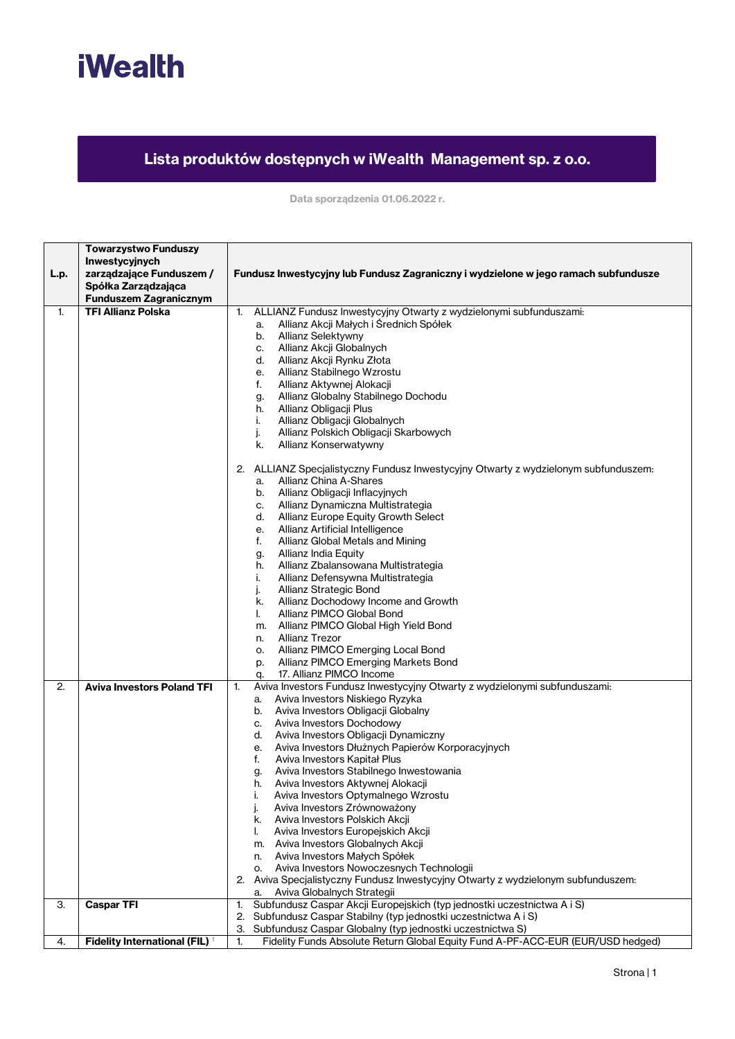# iWealth

## Lista produktów dostępnych w iWealth Management sp. z o.o.

Data sporządzenia 01.06.2022 r.

| L.p. | Towarzystwo Funduszy Inwestycyjnych zarządzające Funduszem / Spółka Zarządzająca Funduszem Zagranicznym | Fundusz Inwestycyjny lub Fundusz Zagraniczny i wydzielone w jego ramach subfundusze |
|---|---|---|
| 1. | **TFI Allianz Polska** | 1. ALLIANZ Fundusz Inwestycyjny Otwarty z wydzielonymi subfunduszami:<br>a. Allianz Akcji Małych i Średnich Spółek<br>b. Allianz Selektywny<br>c. Allianz Akcji Globalnych<br>d. Allianz Akcji Rynku Złota<br>e. Allianz Stabilnego Wzrostu<br>f. Allianz Aktywnej Alokacji<br>g. Allianz Globalny Stabilnego Dochodu<br>h. Allianz Obligacji Plus<br>i. Allianz Obligacji Globalnych<br>j. Allianz Polskich Obligacji Skarbowych<br>k. Allianz Konserwatywny<br><br>2. ALLIANZ Specjalistyczny Fundusz Inwestycyjny Otwarty z wydzielonym subfunduszem:<br>a. Allianz China A-Shares<br>b. Allianz Obligacji Inflacyjnych<br>c. Allianz Dynamiczna Multistrategia<br>d. Allianz Europe Equity Growth Select<br>e. Allianz Artificial Intelligence<br>f. Allianz Global Metals and Mining<br>g. Allianz India Equity<br>h. Allianz Zbalansowana Multistrategia<br>i. Allianz Defensywna Multistrategia<br>j. Allianz Strategic Bond<br>k. Allianz Dochodowy Income and Growth<br>l. Allianz PIMCO Global Bond<br>m. Allianz PIMCO Global High Yield Bond<br>n. Allianz Trezor<br>o. Allianz PIMCO Emerging Local Bond<br>p. Allianz PIMCO Emerging Markets Bond<br>q. 17. Allianz PIMCO Income |
| 2. | **Aviva Investors Poland TFI** | 1. Aviva Investors Fundusz Inwestycyjny Otwarty z wydzielonymi subfunduszami:<br>a. Aviva Investors Niskiego Ryzyka<br>b. Aviva Investors Obligacji Globalny<br>c. Aviva Investors Dochodowy<br>d. Aviva Investors Obligacji Dynamiczny<br>e. Aviva Investors Dłużnych Papierów Korporacyjnych<br>f. Aviva Investors Kapitał Plus<br>g. Aviva Investors Stabilnego Inwestowania<br>h. Aviva Investors Aktywnej Alokacji<br>i. Aviva Investors Optymalnego Wzrostu<br>j. Aviva Investors Zrównoważony<br>k. Aviva Investors Polskich Akcji<br>l. Aviva Investors Europejskich Akcji<br>m. Aviva Investors Globalnych Akcji<br>n. Aviva Investors Małych Spółek<br>o. Aviva Investors Nowoczesnych Technologii<br>2. Aviva Specjalistyczny Fundusz Inwestycyjny Otwarty z wydzielonym subfunduszem:<br>a. Aviva Globalnych Strategii |
| 3. | **Caspar TFI** | 1. Subfundusz Caspar Akcji Europejskich (typ jednostki uczestnictwa A i S)<br>2. Subfundusz Caspar Stabilny (typ jednostki uczestnictwa A i S)<br>3. Subfundusz Caspar Globalny (typ jednostki uczestnictwa S) |
| 4. | **Fidelity International (FIL)** [1] | 1. Fidelity Funds Absolute Return Global Equity Fund A-PF-ACC-EUR (EUR/USD hedged) |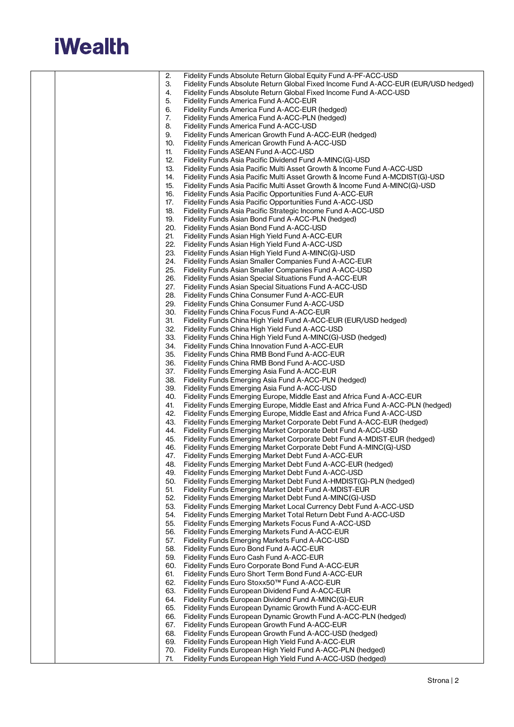| | | |
|---|---|---|
| | | 2. Fidelity Funds Absolute Return Global Equity Fund A-PF-ACC-USD<br>3. Fidelity Funds Absolute Return Global Fixed Income Fund A-ACC-EUR (EUR/USD hedged)<br>4. Fidelity Funds Absolute Return Global Fixed Income Fund A-ACC-USD<br>5. Fidelity Funds America Fund A-ACC-EUR<br>6. Fidelity Funds America Fund A-ACC-EUR (hedged)<br>7. Fidelity Funds America Fund A-ACC-PLN (hedged)<br>8. Fidelity Funds America Fund A-ACC-USD<br>9. Fidelity Funds American Growth Fund A-ACC-EUR (hedged)<br>10. Fidelity Funds American Growth Fund A-ACC-USD<br>11. Fidelity Funds ASEAN Fund A-ACC-USD<br>12. Fidelity Funds Asia Pacific Dividend Fund A-MINC(G)-USD<br>13. Fidelity Funds Asia Pacific Multi Asset Growth & Income Fund A-ACC-USD<br>14. Fidelity Funds Asia Pacific Multi Asset Growth & Income Fund A-MCDIST(G)-USD<br>15. Fidelity Funds Asia Pacific Multi Asset Growth & Income Fund A-MINC(G)-USD<br>16. Fidelity Funds Asia Pacific Opportunities Fund A-ACC-EUR<br>17. Fidelity Funds Asia Pacific Opportunities Fund A-ACC-USD<br>18. Fidelity Funds Asia Pacific Strategic Income Fund A-ACC-USD<br>19. Fidelity Funds Asian Bond Fund A-ACC-PLN (hedged)<br>20. Fidelity Funds Asian Bond Fund A-ACC-USD<br>21. Fidelity Funds Asian High Yield Fund A-ACC-EUR<br>22. Fidelity Funds Asian High Yield Fund A-ACC-USD<br>23. Fidelity Funds Asian High Yield Fund A-MINC(G)-USD<br>24. Fidelity Funds Asian Smaller Companies Fund A-ACC-EUR<br>25. Fidelity Funds Asian Smaller Companies Fund A-ACC-USD<br>26. Fidelity Funds Asian Special Situations Fund A-ACC-EUR<br>27. Fidelity Funds Asian Special Situations Fund A-ACC-USD<br>28. Fidelity Funds China Consumer Fund A-ACC-EUR<br>29. Fidelity Funds China Consumer Fund A-ACC-USD<br>30. Fidelity Funds China Focus Fund A-ACC-EUR<br>31. Fidelity Funds China High Yield Fund A-ACC-EUR (EUR/USD hedged)<br>32. Fidelity Funds China High Yield Fund A-ACC-USD<br>33. Fidelity Funds China High Yield Fund A-MINC(G)-USD (hedged)<br>34. Fidelity Funds China Innovation Fund A-ACC-EUR<br>35. Fidelity Funds China RMB Bond Fund A-ACC-EUR<br>36. Fidelity Funds China RMB Bond Fund A-ACC-USD<br>37. Fidelity Funds Emerging Asia Fund A-ACC-EUR<br>38. Fidelity Funds Emerging Asia Fund A-ACC-PLN (hedged)<br>39. Fidelity Funds Emerging Asia Fund A-ACC-USD<br>40. Fidelity Funds Emerging Europe, Middle East and Africa Fund A-ACC-EUR<br>41. Fidelity Funds Emerging Europe, Middle East and Africa Fund A-ACC-PLN (hedged)<br>42. Fidelity Funds Emerging Europe, Middle East and Africa Fund A-ACC-USD<br>43. Fidelity Funds Emerging Market Corporate Debt Fund A-ACC-EUR (hedged)<br>44. Fidelity Funds Emerging Market Corporate Debt Fund A-ACC-USD<br>45. Fidelity Funds Emerging Market Corporate Debt Fund A-MDIST-EUR (hedged)<br>46. Fidelity Funds Emerging Market Corporate Debt Fund A-MINC(G)-USD<br>47. Fidelity Funds Emerging Market Debt Fund A-ACC-EUR<br>48. Fidelity Funds Emerging Market Debt Fund A-ACC-EUR (hedged)<br>49. Fidelity Funds Emerging Market Debt Fund A-ACC-USD<br>50. Fidelity Funds Emerging Market Debt Fund A-HMDIST(G)-PLN (hedged)<br>51. Fidelity Funds Emerging Market Debt Fund A-MDIST-EUR<br>52. Fidelity Funds Emerging Market Debt Fund A-MINC(G)-USD<br>53. Fidelity Funds Emerging Market Local Currency Debt Fund A-ACC-USD<br>54. Fidelity Funds Emerging Market Total Return Debt Fund A-ACC-USD<br>55. Fidelity Funds Emerging Markets Focus Fund A-ACC-USD<br>56. Fidelity Funds Emerging Markets Fund A-ACC-EUR<br>57. Fidelity Funds Emerging Markets Fund A-ACC-USD<br>58. Fidelity Funds Euro Bond Fund A-ACC-EUR<br>59. Fidelity Funds Euro Cash Fund A-ACC-EUR<br>60. Fidelity Funds Euro Corporate Bond Fund A-ACC-EUR<br>61. Fidelity Funds Euro Short Term Bond Fund A-ACC-EUR<br>62. Fidelity Funds Euro Stoxx50™ Fund A-ACC-EUR<br>63. Fidelity Funds European Dividend Fund A-ACC-EUR<br>64. Fidelity Funds European Dividend Fund A-MINC(G)-EUR<br>65. Fidelity Funds European Dynamic Growth Fund A-ACC-EUR<br>66. Fidelity Funds European Dynamic Growth Fund A-ACC-PLN (hedged)<br>67. Fidelity Funds European Growth Fund A-ACC-EUR<br>68. Fidelity Funds European Growth Fund A-ACC-USD (hedged)<br>69. Fidelity Funds European High Yield Fund A-ACC-EUR<br>70. Fidelity Funds European High Yield Fund A-ACC-PLN (hedged)<br>71. Fidelity Funds European High Yield Fund A-ACC-USD (hedged) |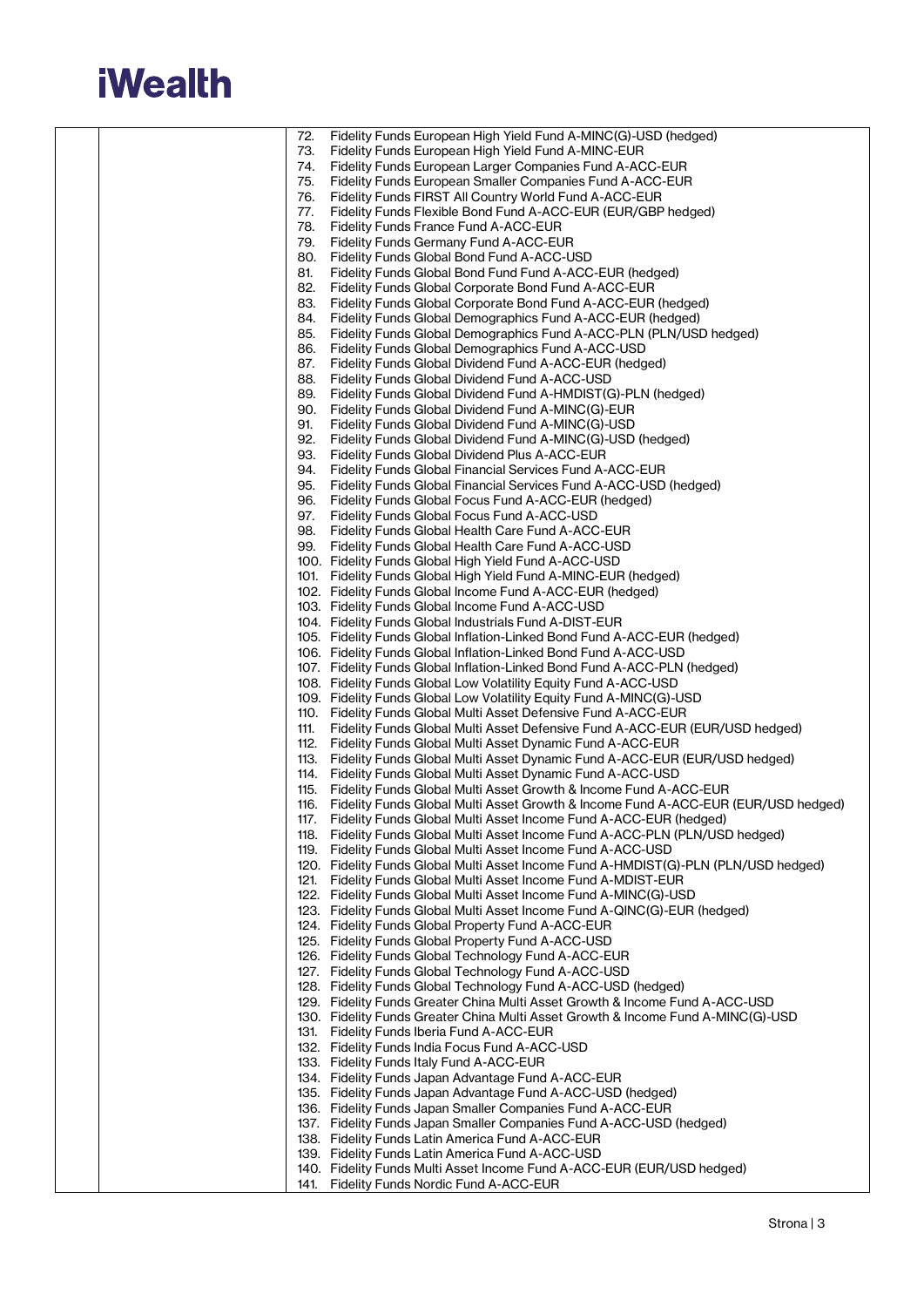| | | |
|---|---|---|
| | | 72. Fidelity Funds European High Yield Fund A-MINC(G)-USD (hedged)<br>73. Fidelity Funds European High Yield Fund A-MINC-EUR<br>74. Fidelity Funds European Larger Companies Fund A-ACC-EUR<br>75. Fidelity Funds European Smaller Companies Fund A-ACC-EUR<br>76. Fidelity Funds FIRST All Country World Fund A-ACC-EUR<br>77. Fidelity Funds Flexible Bond Fund A-ACC-EUR (EUR/GBP hedged)<br>78. Fidelity Funds France Fund A-ACC-EUR<br>79. Fidelity Funds Germany Fund A-ACC-EUR<br>80. Fidelity Funds Global Bond Fund A-ACC-USD<br>81. Fidelity Funds Global Bond Fund Fund A-ACC-EUR (hedged)<br>82. Fidelity Funds Global Corporate Bond Fund A-ACC-EUR<br>83. Fidelity Funds Global Corporate Bond Fund A-ACC-EUR (hedged)<br>84. Fidelity Funds Global Demographics Fund A-ACC-EUR (hedged)<br>85. Fidelity Funds Global Demographics Fund A-ACC-PLN (PLN/USD hedged)<br>86. Fidelity Funds Global Demographics Fund A-ACC-USD<br>87. Fidelity Funds Global Dividend Fund A-ACC-EUR (hedged)<br>88. Fidelity Funds Global Dividend Fund A-ACC-USD<br>89. Fidelity Funds Global Dividend Fund A-HMDIST(G)-PLN (hedged)<br>90. Fidelity Funds Global Dividend Fund A-MINC(G)-EUR<br>91. Fidelity Funds Global Dividend Fund A-MINC(G)-USD<br>92. Fidelity Funds Global Dividend Fund A-MINC(G)-USD (hedged)<br>93. Fidelity Funds Global Dividend Plus A-ACC-EUR<br>94. Fidelity Funds Global Financial Services Fund A-ACC-EUR<br>95. Fidelity Funds Global Financial Services Fund A-ACC-USD (hedged)<br>96. Fidelity Funds Global Focus Fund A-ACC-EUR (hedged)<br>97. Fidelity Funds Global Focus Fund A-ACC-USD<br>98. Fidelity Funds Global Health Care Fund A-ACC-EUR<br>99. Fidelity Funds Global Health Care Fund A-ACC-USD<br>100. Fidelity Funds Global High Yield Fund A-ACC-USD<br>101. Fidelity Funds Global High Yield Fund A-MINC-EUR (hedged)<br>102. Fidelity Funds Global Income Fund A-ACC-EUR (hedged)<br>103. Fidelity Funds Global Income Fund A-ACC-USD<br>104. Fidelity Funds Global Industrials Fund A-DIST-EUR<br>105. Fidelity Funds Global Inflation-Linked Bond Fund A-ACC-EUR (hedged)<br>106. Fidelity Funds Global Inflation-Linked Bond Fund A-ACC-USD<br>107. Fidelity Funds Global Inflation-Linked Bond Fund A-ACC-PLN (hedged)<br>108. Fidelity Funds Global Low Volatility Equity Fund A-ACC-USD<br>109. Fidelity Funds Global Low Volatility Equity Fund A-MINC(G)-USD<br>110. Fidelity Funds Global Multi Asset Defensive Fund A-ACC-EUR<br>111. Fidelity Funds Global Multi Asset Defensive Fund A-ACC-EUR (EUR/USD hedged)<br>112. Fidelity Funds Global Multi Asset Dynamic Fund A-ACC-EUR<br>113. Fidelity Funds Global Multi Asset Dynamic Fund A-ACC-EUR (EUR/USD hedged)<br>114. Fidelity Funds Global Multi Asset Dynamic Fund A-ACC-USD<br>115. Fidelity Funds Global Multi Asset Growth & Income Fund A-ACC-EUR<br>116. Fidelity Funds Global Multi Asset Growth & Income Fund A-ACC-EUR (EUR/USD hedged)<br>117. Fidelity Funds Global Multi Asset Income Fund A-ACC-EUR (hedged)<br>118. Fidelity Funds Global Multi Asset Income Fund A-ACC-PLN (PLN/USD hedged)<br>119. Fidelity Funds Global Multi Asset Income Fund A-ACC-USD<br>120. Fidelity Funds Global Multi Asset Income Fund A-HMDIST(G)-PLN (PLN/USD hedged)<br>121. Fidelity Funds Global Multi Asset Income Fund A-MDIST-EUR<br>122. Fidelity Funds Global Multi Asset Income Fund A-MINC(G)-USD<br>123. Fidelity Funds Global Multi Asset Income Fund A-QINC(G)-EUR (hedged)<br>124. Fidelity Funds Global Property Fund A-ACC-EUR<br>125. Fidelity Funds Global Property Fund A-ACC-USD<br>126. Fidelity Funds Global Technology Fund A-ACC-EUR<br>127. Fidelity Funds Global Technology Fund A-ACC-USD<br>128. Fidelity Funds Global Technology Fund A-ACC-USD (hedged)<br>129. Fidelity Funds Greater China Multi Asset Growth & Income Fund A-ACC-USD<br>130. Fidelity Funds Greater China Multi Asset Growth & Income Fund A-MINC(G)-USD<br>131. Fidelity Funds Iberia Fund A-ACC-EUR<br>132. Fidelity Funds India Focus Fund A-ACC-USD<br>133. Fidelity Funds Italy Fund A-ACC-EUR<br>134. Fidelity Funds Japan Advantage Fund A-ACC-EUR<br>135. Fidelity Funds Japan Advantage Fund A-ACC-USD (hedged)<br>136. Fidelity Funds Japan Smaller Companies Fund A-ACC-EUR<br>137. Fidelity Funds Japan Smaller Companies Fund A-ACC-USD (hedged)<br>138. Fidelity Funds Latin America Fund A-ACC-EUR<br>139. Fidelity Funds Latin America Fund A-ACC-USD<br>140. Fidelity Funds Multi Asset Income Fund A-ACC-EUR (EUR/USD hedged)<br>141. Fidelity Funds Nordic Fund A-ACC-EUR |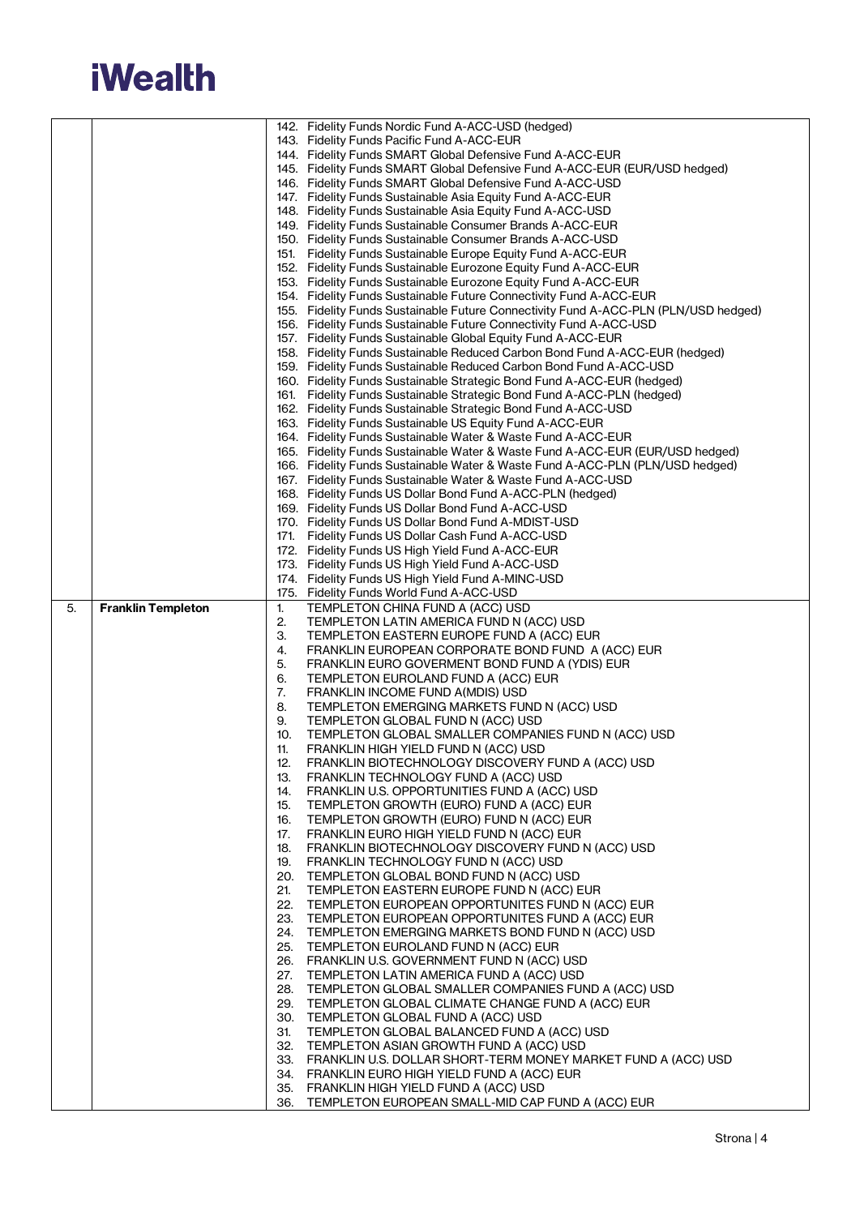| | | |
|---|---|---|
| | | 142. Fidelity Funds Nordic Fund A-ACC-USD (hedged)<br>143. Fidelity Funds Pacific Fund A-ACC-EUR<br>144. Fidelity Funds SMART Global Defensive Fund A-ACC-EUR<br>145. Fidelity Funds SMART Global Defensive Fund A-ACC-EUR (EUR/USD hedged)<br>146. Fidelity Funds SMART Global Defensive Fund A-ACC-USD<br>147. Fidelity Funds Sustainable Asia Equity Fund A-ACC-EUR<br>148. Fidelity Funds Sustainable Asia Equity Fund A-ACC-USD<br>149. Fidelity Funds Sustainable Consumer Brands A-ACC-EUR<br>150. Fidelity Funds Sustainable Consumer Brands A-ACC-USD<br>151. Fidelity Funds Sustainable Europe Equity Fund A-ACC-EUR<br>152. Fidelity Funds Sustainable Eurozone Equity Fund A-ACC-EUR<br>153. Fidelity Funds Sustainable Eurozone Equity Fund A-ACC-EUR<br>154. Fidelity Funds Sustainable Future Connectivity Fund A-ACC-EUR<br>155. Fidelity Funds Sustainable Future Connectivity Fund A-ACC-PLN (PLN/USD hedged)<br>156. Fidelity Funds Sustainable Future Connectivity Fund A-ACC-USD<br>157. Fidelity Funds Sustainable Global Equity Fund A-ACC-EUR<br>158. Fidelity Funds Sustainable Reduced Carbon Bond Fund A-ACC-EUR (hedged)<br>159. Fidelity Funds Sustainable Reduced Carbon Bond Fund A-ACC-USD<br>160. Fidelity Funds Sustainable Strategic Bond Fund A-ACC-EUR (hedged)<br>161. Fidelity Funds Sustainable Strategic Bond Fund A-ACC-PLN (hedged)<br>162. Fidelity Funds Sustainable Strategic Bond Fund A-ACC-USD<br>163. Fidelity Funds Sustainable US Equity Fund A-ACC-EUR<br>164. Fidelity Funds Sustainable Water & Waste Fund A-ACC-EUR<br>165. Fidelity Funds Sustainable Water & Waste Fund A-ACC-EUR (EUR/USD hedged)<br>166. Fidelity Funds Sustainable Water & Waste Fund A-ACC-PLN (PLN/USD hedged)<br>167. Fidelity Funds Sustainable Water & Waste Fund A-ACC-USD<br>168. Fidelity Funds US Dollar Bond Fund A-ACC-PLN (hedged)<br>169. Fidelity Funds US Dollar Bond Fund A-ACC-USD<br>170. Fidelity Funds US Dollar Bond Fund A-MDIST-USD<br>171. Fidelity Funds US Dollar Cash Fund A-ACC-USD<br>172. Fidelity Funds US High Yield Fund A-ACC-EUR<br>173. Fidelity Funds US High Yield Fund A-ACC-USD<br>174. Fidelity Funds US High Yield Fund A-MINC-USD<br>175. Fidelity Funds World Fund A-ACC-USD |
| 5. | **Franklin Templeton** | 1. TEMPLETON CHINA FUND A (ACC) USD<br>2. TEMPLETON LATIN AMERICA FUND N (ACC) USD<br>3. TEMPLETON EASTERN EUROPE FUND A (ACC) EUR<br>4. FRANKLIN EUROPEAN CORPORATE BOND FUND A (ACC) EUR<br>5. FRANKLIN EURO GOVERMENT BOND FUND A (YDIS) EUR<br>6. TEMPLETON EUROLAND FUND A (ACC) EUR<br>7. FRANKLIN INCOME FUND A(MDIS) USD<br>8. TEMPLETON EMERGING MARKETS FUND N (ACC) USD<br>9. TEMPLETON GLOBAL FUND N (ACC) USD<br>10. TEMPLETON GLOBAL SMALLER COMPANIES FUND N (ACC) USD<br>11. FRANKLIN HIGH YIELD FUND N (ACC) USD<br>12. FRANKLIN BIOTECHNOLOGY DISCOVERY FUND A (ACC) USD<br>13. FRANKLIN TECHNOLOGY FUND A (ACC) USD<br>14. FRANKLIN U.S. OPPORTUNITIES FUND A (ACC) USD<br>15. TEMPLETON GROWTH (EURO) FUND A (ACC) EUR<br>16. TEMPLETON GROWTH (EURO) FUND N (ACC) EUR<br>17. FRANKLIN EURO HIGH YIELD FUND N (ACC) EUR<br>18. FRANKLIN BIOTECHNOLOGY DISCOVERY FUND N (ACC) USD<br>19. FRANKLIN TECHNOLOGY FUND N (ACC) USD<br>20. TEMPLETON GLOBAL BOND FUND N (ACC) USD<br>21. TEMPLETON EASTERN EUROPE FUND N (ACC) EUR<br>22. TEMPLETON EUROPEAN OPPORTUNITES FUND N (ACC) EUR<br>23. TEMPLETON EUROPEAN OPPORTUNITES FUND A (ACC) EUR<br>24. TEMPLETON EMERGING MARKETS BOND FUND N (ACC) USD<br>25. TEMPLETON EUROLAND FUND N (ACC) EUR<br>26. FRANKLIN U.S. GOVERNMENT FUND N (ACC) USD<br>27. TEMPLETON LATIN AMERICA FUND A (ACC) USD<br>28. TEMPLETON GLOBAL SMALLER COMPANIES FUND A (ACC) USD<br>29. TEMPLETON GLOBAL CLIMATE CHANGE FUND A (ACC) EUR<br>30. TEMPLETON GLOBAL FUND A (ACC) USD<br>31. TEMPLETON GLOBAL BALANCED FUND A (ACC) USD<br>32. TEMPLETON ASIAN GROWTH FUND A (ACC) USD<br>33. FRANKLIN U.S. DOLLAR SHORT-TERM MONEY MARKET FUND A (ACC) USD<br>34. FRANKLIN EURO HIGH YIELD FUND A (ACC) EUR<br>35. FRANKLIN HIGH YIELD FUND A (ACC) USD<br>36. TEMPLETON EUROPEAN SMALL-MID CAP FUND A (ACC) EUR |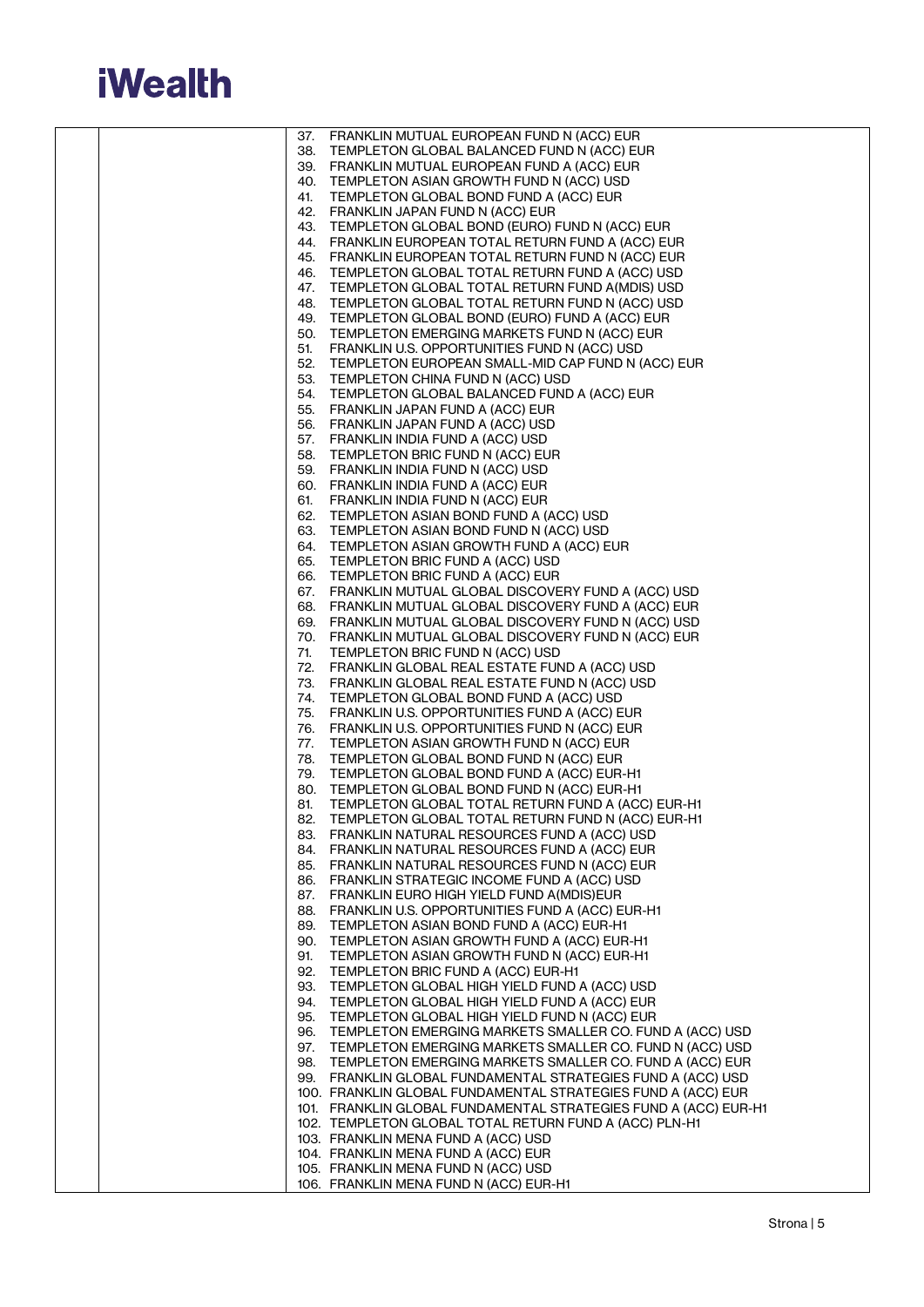37. FRANKLIN MUTUAL EUROPEAN FUND N (ACC) EUR
38. TEMPLETON GLOBAL BALANCED FUND N (ACC) EUR
39. FRANKLIN MUTUAL EUROPEAN FUND A (ACC) EUR
40. TEMPLETON ASIAN GROWTH FUND N (ACC) USD
41. TEMPLETON GLOBAL BOND FUND A (ACC) EUR
42. FRANKLIN JAPAN FUND N (ACC) EUR
43. TEMPLETON GLOBAL BOND (EURO) FUND N (ACC) EUR
44. FRANKLIN EUROPEAN TOTAL RETURN FUND A (ACC) EUR
45. FRANKLIN EUROPEAN TOTAL RETURN FUND N (ACC) EUR
46. TEMPLETON GLOBAL TOTAL RETURN FUND A (ACC) USD
47. TEMPLETON GLOBAL TOTAL RETURN FUND A(MDIS) USD
48. TEMPLETON GLOBAL TOTAL RETURN FUND N (ACC) USD
49. TEMPLETON GLOBAL BOND (EURO) FUND A (ACC) EUR
50. TEMPLETON EMERGING MARKETS FUND N (ACC) EUR
51. FRANKLIN U.S. OPPORTUNITIES FUND N (ACC) USD
52. TEMPLETON EUROPEAN SMALL-MID CAP FUND N (ACC) EUR
53. TEMPLETON CHINA FUND N (ACC) USD
54. TEMPLETON GLOBAL BALANCED FUND A (ACC) EUR
55. FRANKLIN JAPAN FUND A (ACC) EUR
56. FRANKLIN JAPAN FUND A (ACC) USD
57. FRANKLIN INDIA FUND A (ACC) USD
58. TEMPLETON BRIC FUND N (ACC) EUR
59. FRANKLIN INDIA FUND N (ACC) USD
60. FRANKLIN INDIA FUND A (ACC) EUR
61. FRANKLIN INDIA FUND N (ACC) EUR
62. TEMPLETON ASIAN BOND FUND A (ACC) USD
63. TEMPLETON ASIAN BOND FUND N (ACC) USD
64. TEMPLETON ASIAN GROWTH FUND A (ACC) EUR
65. TEMPLETON BRIC FUND A (ACC) USD
66. TEMPLETON BRIC FUND A (ACC) EUR
67. FRANKLIN MUTUAL GLOBAL DISCOVERY FUND A (ACC) USD
68. FRANKLIN MUTUAL GLOBAL DISCOVERY FUND A (ACC) EUR
69. FRANKLIN MUTUAL GLOBAL DISCOVERY FUND N (ACC) USD
70. FRANKLIN MUTUAL GLOBAL DISCOVERY FUND N (ACC) EUR
71. TEMPLETON BRIC FUND N (ACC) USD
72. FRANKLIN GLOBAL REAL ESTATE FUND A (ACC) USD
73. FRANKLIN GLOBAL REAL ESTATE FUND N (ACC) USD
74. TEMPLETON GLOBAL BOND FUND A (ACC) USD
75. FRANKLIN U.S. OPPORTUNITIES FUND A (ACC) EUR
76. FRANKLIN U.S. OPPORTUNITIES FUND N (ACC) EUR
77. TEMPLETON ASIAN GROWTH FUND N (ACC) EUR
78. TEMPLETON GLOBAL BOND FUND N (ACC) EUR
79. TEMPLETON GLOBAL BOND FUND A (ACC) EUR-H1
80. TEMPLETON GLOBAL BOND FUND N (ACC) EUR-H1
81. TEMPLETON GLOBAL TOTAL RETURN FUND A (ACC) EUR-H1
82. TEMPLETON GLOBAL TOTAL RETURN FUND N (ACC) EUR-H1
83. FRANKLIN NATURAL RESOURCES FUND A (ACC) USD
84. FRANKLIN NATURAL RESOURCES FUND A (ACC) EUR
85. FRANKLIN NATURAL RESOURCES FUND N (ACC) EUR
86. FRANKLIN STRATEGIC INCOME FUND A (ACC) USD
87. FRANKLIN EURO HIGH YIELD FUND A(MDIS)EUR
88. FRANKLIN U.S. OPPORTUNITIES FUND A (ACC) EUR-H1
89. TEMPLETON ASIAN BOND FUND A (ACC) EUR-H1
90. TEMPLETON ASIAN GROWTH FUND A (ACC) EUR-H1
91. TEMPLETON ASIAN GROWTH FUND N (ACC) EUR-H1
92. TEMPLETON BRIC FUND A (ACC) EUR-H1
93. TEMPLETON GLOBAL HIGH YIELD FUND A (ACC) USD
94. TEMPLETON GLOBAL HIGH YIELD FUND A (ACC) EUR
95. TEMPLETON GLOBAL HIGH YIELD FUND N (ACC) EUR
96. TEMPLETON EMERGING MARKETS SMALLER CO. FUND A (ACC) USD
97. TEMPLETON EMERGING MARKETS SMALLER CO. FUND N (ACC) USD
98. TEMPLETON EMERGING MARKETS SMALLER CO. FUND A (ACC) EUR
99. FRANKLIN GLOBAL FUNDAMENTAL STRATEGIES FUND A (ACC) USD
100. FRANKLIN GLOBAL FUNDAMENTAL STRATEGIES FUND A (ACC) EUR
101. FRANKLIN GLOBAL FUNDAMENTAL STRATEGIES FUND A (ACC) EUR-H1
102. TEMPLETON GLOBAL TOTAL RETURN FUND A (ACC) PLN-H1
103. FRANKLIN MENA FUND A (ACC) USD
104. FRANKLIN MENA FUND A (ACC) EUR
105. FRANKLIN MENA FUND N (ACC) USD
106. FRANKLIN MENA FUND N (ACC) EUR-H1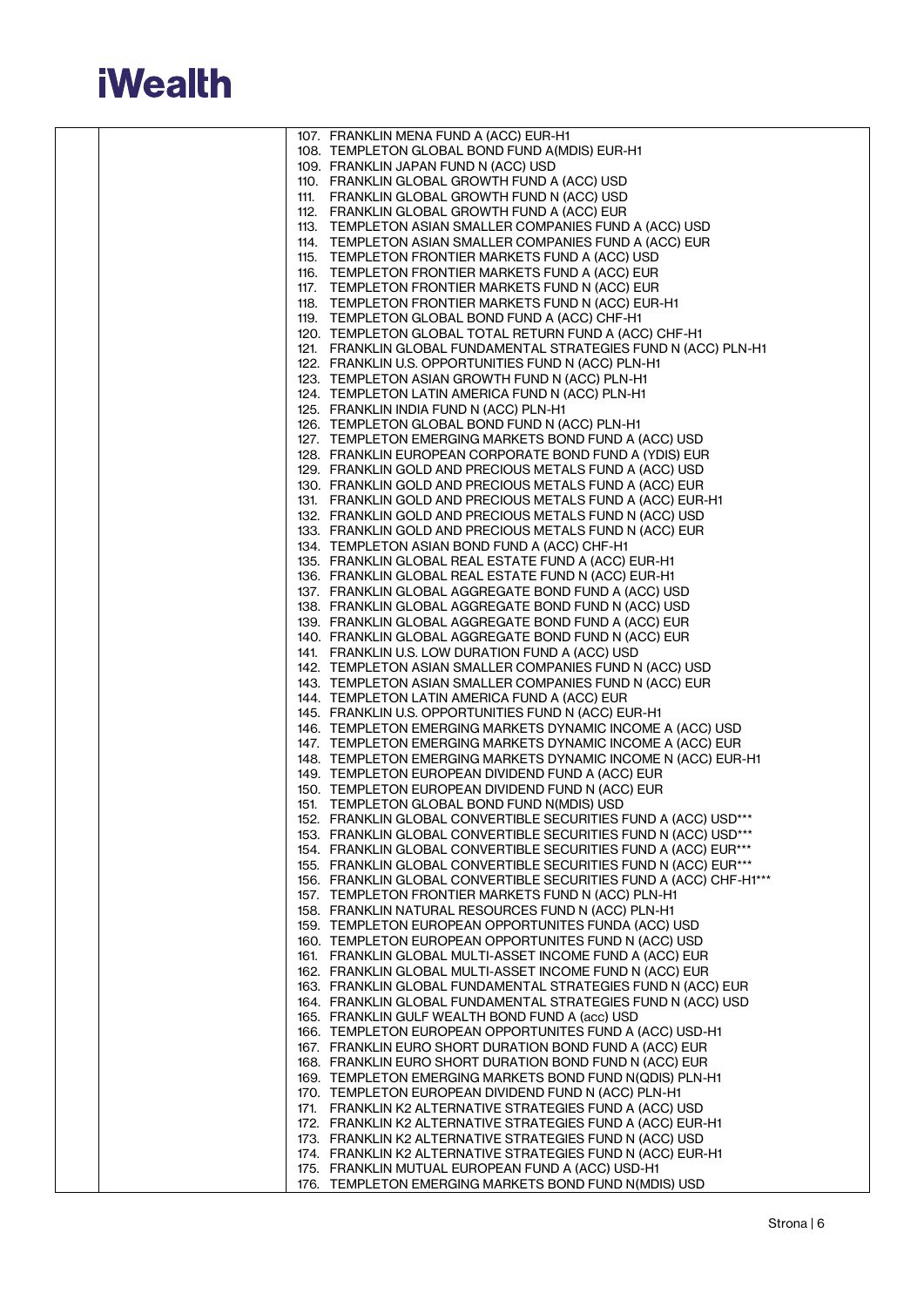| | | |
|---|---|---|
| | | 107. FRANKLIN MENA FUND A (ACC) EUR-H1<br>108. TEMPLETON GLOBAL BOND FUND A(MDIS) EUR-H1<br>109. FRANKLIN JAPAN FUND N (ACC) USD<br>110. FRANKLIN GLOBAL GROWTH FUND A (ACC) USD<br>111. FRANKLIN GLOBAL GROWTH FUND N (ACC) USD<br>112. FRANKLIN GLOBAL GROWTH FUND A (ACC) EUR<br>113. TEMPLETON ASIAN SMALLER COMPANIES FUND A (ACC) USD<br>114. TEMPLETON ASIAN SMALLER COMPANIES FUND A (ACC) EUR<br>115. TEMPLETON FRONTIER MARKETS FUND A (ACC) USD<br>116. TEMPLETON FRONTIER MARKETS FUND A (ACC) EUR<br>117. TEMPLETON FRONTIER MARKETS FUND N (ACC) EUR<br>118. TEMPLETON FRONTIER MARKETS FUND N (ACC) EUR-H1<br>119. TEMPLETON GLOBAL BOND FUND A (ACC) CHF-H1<br>120. TEMPLETON GLOBAL TOTAL RETURN FUND A (ACC) CHF-H1<br>121. FRANKLIN GLOBAL FUNDAMENTAL STRATEGIES FUND N (ACC) PLN-H1<br>122. FRANKLIN U.S. OPPORTUNITIES FUND N (ACC) PLN-H1<br>123. TEMPLETON ASIAN GROWTH FUND N (ACC) PLN-H1<br>124. TEMPLETON LATIN AMERICA FUND N (ACC) PLN-H1<br>125. FRANKLIN INDIA FUND N (ACC) PLN-H1<br>126. TEMPLETON GLOBAL BOND FUND N (ACC) PLN-H1<br>127. TEMPLETON EMERGING MARKETS BOND FUND A (ACC) USD<br>128. FRANKLIN EUROPEAN CORPORATE BOND FUND A (YDIS) EUR<br>129. FRANKLIN GOLD AND PRECIOUS METALS FUND A (ACC) USD<br>130. FRANKLIN GOLD AND PRECIOUS METALS FUND A (ACC) EUR<br>131. FRANKLIN GOLD AND PRECIOUS METALS FUND A (ACC) EUR-H1<br>132. FRANKLIN GOLD AND PRECIOUS METALS FUND N (ACC) USD<br>133. FRANKLIN GOLD AND PRECIOUS METALS FUND N (ACC) EUR<br>134. TEMPLETON ASIAN BOND FUND A (ACC) CHF-H1<br>135. FRANKLIN GLOBAL REAL ESTATE FUND A (ACC) EUR-H1<br>136. FRANKLIN GLOBAL REAL ESTATE FUND N (ACC) EUR-H1<br>137. FRANKLIN GLOBAL AGGREGATE BOND FUND A (ACC) USD<br>138. FRANKLIN GLOBAL AGGREGATE BOND FUND N (ACC) USD<br>139. FRANKLIN GLOBAL AGGREGATE BOND FUND A (ACC) EUR<br>140. FRANKLIN GLOBAL AGGREGATE BOND FUND N (ACC) EUR<br>141. FRANKLIN U.S. LOW DURATION FUND A (ACC) USD<br>142. TEMPLETON ASIAN SMALLER COMPANIES FUND N (ACC) USD<br>143. TEMPLETON ASIAN SMALLER COMPANIES FUND N (ACC) EUR<br>144. TEMPLETON LATIN AMERICA FUND A (ACC) EUR<br>145. FRANKLIN U.S. OPPORTUNITIES FUND N (ACC) EUR-H1<br>146. TEMPLETON EMERGING MARKETS DYNAMIC INCOME A (ACC) USD<br>147. TEMPLETON EMERGING MARKETS DYNAMIC INCOME A (ACC) EUR<br>148. TEMPLETON EMERGING MARKETS DYNAMIC INCOME N (ACC) EUR-H1<br>149. TEMPLETON EUROPEAN DIVIDEND FUND A (ACC) EUR<br>150. TEMPLETON EUROPEAN DIVIDEND FUND N (ACC) EUR<br>151. TEMPLETON GLOBAL BOND FUND N(MDIS) USD<br>152. FRANKLIN GLOBAL CONVERTIBLE SECURITIES FUND A (ACC) USD***<br>153. FRANKLIN GLOBAL CONVERTIBLE SECURITIES FUND N (ACC) USD***<br>154. FRANKLIN GLOBAL CONVERTIBLE SECURITIES FUND A (ACC) EUR***<br>155. FRANKLIN GLOBAL CONVERTIBLE SECURITIES FUND N (ACC) EUR***<br>156. FRANKLIN GLOBAL CONVERTIBLE SECURITIES FUND A (ACC) CHF-H1***<br>157. TEMPLETON FRONTIER MARKETS FUND N (ACC) PLN-H1<br>158. FRANKLIN NATURAL RESOURCES FUND N (ACC) PLN-H1<br>159. TEMPLETON EUROPEAN OPPORTUNITES FUNDA (ACC) USD<br>160. TEMPLETON EUROPEAN OPPORTUNITES FUND N (ACC) USD<br>161. FRANKLIN GLOBAL MULTI-ASSET INCOME FUND A (ACC) EUR<br>162. FRANKLIN GLOBAL MULTI-ASSET INCOME FUND N (ACC) EUR<br>163. FRANKLIN GLOBAL FUNDAMENTAL STRATEGIES FUND N (ACC) EUR<br>164. FRANKLIN GLOBAL FUNDAMENTAL STRATEGIES FUND N (ACC) USD<br>165. FRANKLIN GULF WEALTH BOND FUND A (acc) USD<br>166. TEMPLETON EUROPEAN OPPORTUNITES FUND A (ACC) USD-H1<br>167. FRANKLIN EURO SHORT DURATION BOND FUND A (ACC) EUR<br>168. FRANKLIN EURO SHORT DURATION BOND FUND N (ACC) EUR<br>169. TEMPLETON EMERGING MARKETS BOND FUND N(QDIS) PLN-H1<br>170. TEMPLETON EUROPEAN DIVIDEND FUND N (ACC) PLN-H1<br>171. FRANKLIN K2 ALTERNATIVE STRATEGIES FUND A (ACC) USD<br>172. FRANKLIN K2 ALTERNATIVE STRATEGIES FUND A (ACC) EUR-H1<br>173. FRANKLIN K2 ALTERNATIVE STRATEGIES FUND N (ACC) USD<br>174. FRANKLIN K2 ALTERNATIVE STRATEGIES FUND N (ACC) EUR-H1<br>175. FRANKLIN MUTUAL EUROPEAN FUND A (ACC) USD-H1<br>176. TEMPLETON EMERGING MARKETS BOND FUND N(MDIS) USD |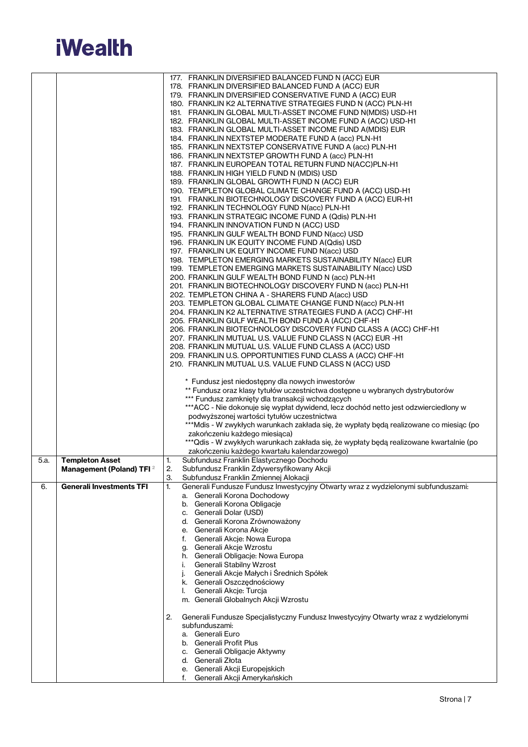| | | |
|---|---|---|
| | | 177. FRANKLIN DIVERSIFIED BALANCED FUND N (ACC) EUR<br>178. FRANKLIN DIVERSIFIED BALANCED FUND A (ACC) EUR<br>179. FRANKLIN DIVERSIFIED CONSERVATIVE FUND A (ACC) EUR<br>180. FRANKLIN K2 ALTERNATIVE STRATEGIES FUND N (ACC) PLN-H1<br>181. FRANKLIN GLOBAL MULTI-ASSET INCOME FUND N(MDIS) USD-H1<br>182. FRANKLIN GLOBAL MULTI-ASSET INCOME FUND A (ACC) USD-H1<br>183. FRANKLIN GLOBAL MULTI-ASSET INCOME FUND A(MDIS) EUR<br>184. FRANKLIN NEXTSTEP MODERATE FUND A (acc) PLN-H1<br>185. FRANKLIN NEXTSTEP CONSERVATIVE FUND A (acc) PLN-H1<br>186. FRANKLIN NEXTSTEP GROWTH FUND A (acc) PLN-H1<br>187. FRANKLIN EUROPEAN TOTAL RETURN FUND N(ACC)PLN-H1<br>188. FRANKLIN HIGH YIELD FUND N (MDIS) USD<br>189. FRANKLIN GLOBAL GROWTH FUND N (ACC) EUR<br>190. TEMPLETON GLOBAL CLIMATE CHANGE FUND A (ACC) USD-H1<br>191. FRANKLIN BIOTECHNOLOGY DISCOVERY FUND A (ACC) EUR-H1<br>192. FRANKLIN TECHNOLOGY FUND N(acc) PLN-H1<br>193. FRANKLIN STRATEGIC INCOME FUND A (Qdis) PLN-H1<br>194. FRANKLIN INNOVATION FUND N (ACC) USD<br>195. FRANKLIN GULF WEALTH BOND FUND N(acc) USD<br>196. FRANKLIN UK EQUITY INCOME FUND A(Qdis) USD<br>197. FRANKLIN UK EQUITY INCOME FUND N(acc) USD<br>198. TEMPLETON EMERGING MARKETS SUSTAINABILITY N(acc) EUR<br>199. TEMPLETON EMERGING MARKETS SUSTAINABILITY N(acc) USD<br>200. FRANKLIN GULF WEALTH BOND FUND N (acc) PLN-H1<br>201. FRANKLIN BIOTECHNOLOGY DISCOVERY FUND N (acc) PLN-H1<br>202. TEMPLETON CHINA A - SHARERS FUND A(acc) USD<br>203. TEMPLETON GLOBAL CLIMATE CHANGE FUND N(acc) PLN-H1<br>204. FRANKLIN K2 ALTERNATIVE STRATEGIES FUND A (ACC) CHF-H1<br>205. FRANKLIN GULF WEALTH BOND FUND A (ACC) CHF-H1<br>206. FRANKLIN BIOTECHNOLOGY DISCOVERY FUND CLASS A (ACC) CHF-H1<br>207. FRANKLIN MUTUAL U.S. VALUE FUND CLASS N (ACC) EUR -H1<br>208. FRANKLIN MUTUAL U.S. VALUE FUND CLASS A (ACC) USD<br>209. FRANKLIN U.S. OPPORTUNITIES FUND CLASS A (ACC) CHF-H1<br>210. FRANKLIN MUTUAL U.S. VALUE FUND CLASS N (ACC) USD<br><br>* Fundusz jest niedostępny dla nowych inwestorów<br>** Fundusz oraz klasy tytułów uczestnictwa dostępne u wybranych dystrybutorów<br>*** Fundusz zamknięty dla transakcji wchodzących<br>***ACC - Nie dokonuje się wypłat dywidend, lecz dochód netto jest odzwierciedlony w podwyższonej wartości tytułów uczestnictwa<br>***Mdis - W zwykłych warunkach zakłada się, że wypłaty będą realizowane co miesiąc (po zakończeniu każdego miesiąca)<br>***Qdis - W zwykłych warunkach zakłada się, że wypłaty będą realizowane kwartalnie (po zakończeniu każdego kwartału kalendarzowego) |
| 5.a. | **Templeton Asset Management (Poland) TFI** [2] | 1. Subfundusz Franklin Elastycznego Dochodu<br>2. Subfundusz Franklin Zdywersyfikowany Akcji<br>3. Subfundusz Franklin Zmiennej Alokacji |
| 6. | **Generali Investments TFI** | 1. Generali Fundusze Fundusz Inwestycyjny Otwarty wraz z wydzielonymi subfunduszami:<br>a. Generali Korona Dochodowy<br>b. Generali Korona Obligacje<br>c. Generali Dolar (USD)<br>d. Generali Korona Zrównoważony<br>e. Generali Korona Akcje<br>f. Generali Akcje: Nowa Europa<br>g. Generali Akcje Wzrostu<br>h. Generali Obligacje: Nowa Europa<br>i. Generali Stabilny Wzrost<br>j. Generali Akcje Małych i Średnich Spółek<br>k. Generali Oszczędnościowy<br>l. Generali Akcje: Turcja<br>m. Generali Globalnych Akcji Wzrostu<br><br>2. Generali Fundusze Specjalistyczny Fundusz Inwestycyjny Otwarty wraz z wydzielonymi subfunduszami:<br>a. Generali Euro<br>b. Generali Profit Plus<br>c. Generali Obligacje Aktywny<br>d. Generali Złota<br>e. Generali Akcji Europejskich<br>f. Generali Akcji Amerykańskich |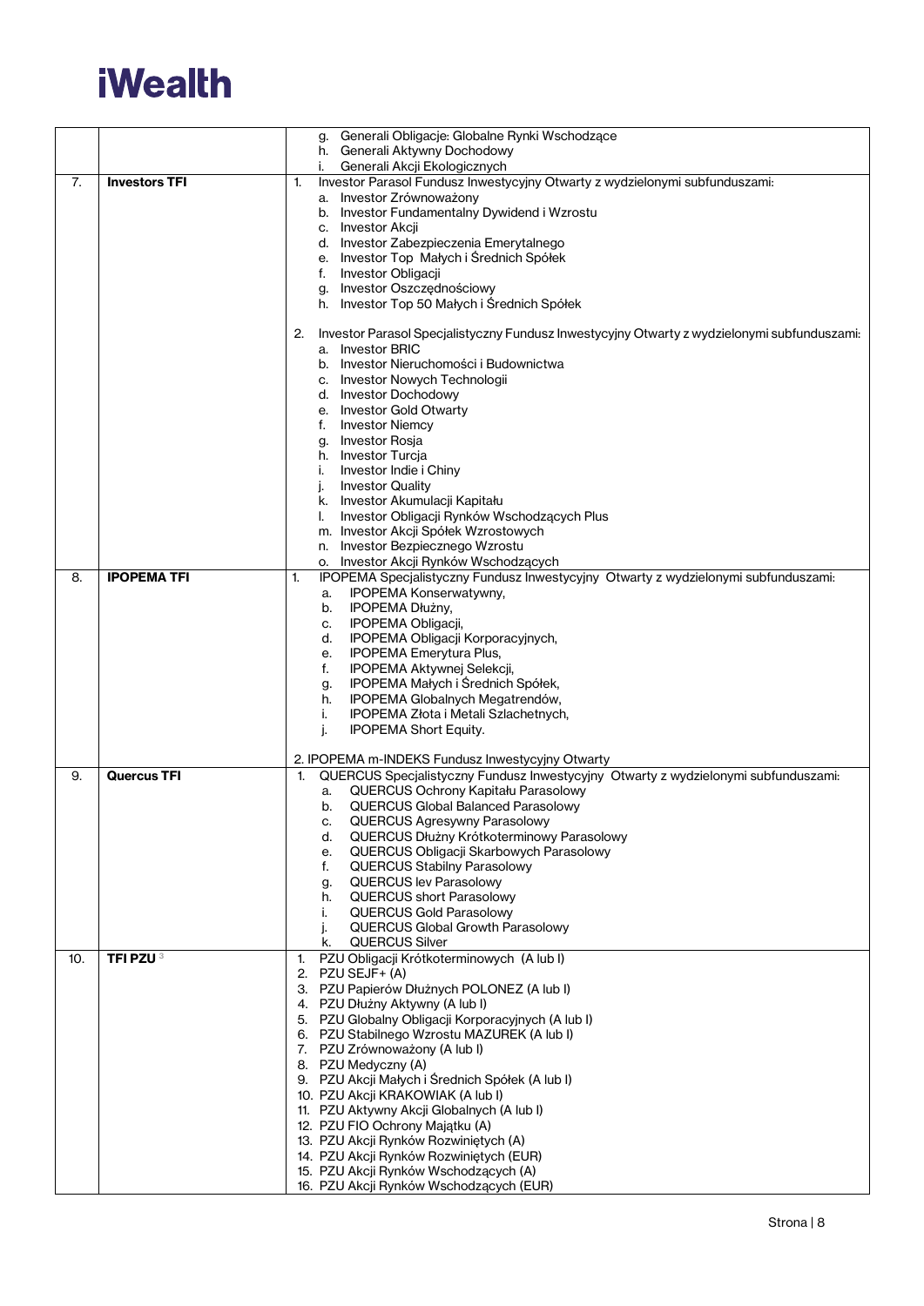| | | |
|---|---|---|
| | | g. Generali Obligacje: Globalne Rynki Wschodzące<br>h. Generali Aktywny Dochodowy<br>i. Generali Akcji Ekologicznych |
| 7. | **Investors TFI** | 1. Investor Parasol Fundusz Inwestycyjny Otwarty z wydzielonymi subfunduszami:<br>a. Investor Zrównoważony<br>b. Investor Fundamentalny Dywidend i Wzrostu<br>c. Investor Akcji<br>d. Investor Zabezpieczenia Emerytalnego<br>e. Investor Top Małych i Średnich Spółek<br>f. Investor Obligacji<br>g. Investor Oszczędnościowy<br>h. Investor Top 50 Małych i Średnich Spółek<br><br>2. Investor Parasol Specjalistyczny Fundusz Inwestycyjny Otwarty z wydzielonymi subfunduszami:<br>a. Investor BRIC<br>b. Investor Nieruchomości i Budownictwa<br>c. Investor Nowych Technologii<br>d. Investor Dochodowy<br>e. Investor Gold Otwarty<br>f. Investor Niemcy<br>g. Investor Rosja<br>h. Investor Turcja<br>i. Investor Indie i Chiny<br>j. Investor Quality<br>k. Investor Akumulacji Kapitału<br>l. Investor Obligacji Rynków Wschodzących Plus<br>m. Investor Akcji Spółek Wzrostowych<br>n. Investor Bezpiecznego Wzrostu<br>o. Investor Akcji Rynków Wschodzących |
| 8. | **IPOPEMA TFI** | 1. IPOPEMA Specjalistyczny Fundusz Inwestycyjny Otwarty z wydzielonymi subfunduszami:<br>a. IPOPEMA Konserwatywny,<br>b. IPOPEMA Dłużny,<br>c. IPOPEMA Obligacji,<br>d. IPOPEMA Obligacji Korporacyjnych,<br>e. IPOPEMA Emerytura Plus,<br>f. IPOPEMA Aktywnej Selekcji,<br>g. IPOPEMA Małych i Średnich Spółek,<br>h. IPOPEMA Globalnych Megatrendów,<br>i. IPOPEMA Złota i Metali Szlachetnych,<br>j. IPOPEMA Short Equity.<br><br>2. IPOPEMA m-INDEKS Fundusz Inwestycyjny Otwarty |
| 9. | **Quercus TFI** | 1. QUERCUS Specjalistyczny Fundusz Inwestycyjny Otwarty z wydzielonymi subfunduszami:<br>a. QUERCUS Ochrony Kapitału Parasolowy<br>b. QUERCUS Global Balanced Parasolowy<br>c. QUERCUS Agresywny Parasolowy<br>d. QUERCUS Dłużny Krótkoterminowy Parasolowy<br>e. QUERCUS Obligacji Skarbowych Parasolowy<br>f. QUERCUS Stabilny Parasolowy<br>g. QUERCUS lev Parasolowy<br>h. QUERCUS short Parasolowy<br>i. QUERCUS Gold Parasolowy<br>j. QUERCUS Global Growth Parasolowy<br>k. QUERCUS Silver |
| 10. | **TFI PZU** [3] | 1. PZU Obligacji Krótkoterminowych (A lub I)<br>2. PZU SEJF+ (A)<br>3. PZU Papierów Dłużnych POLONEZ (A lub I)<br>4. PZU Dłużny Aktywny (A lub I)<br>5. PZU Globalny Obligacji Korporacyjnych (A lub I)<br>6. PZU Stabilnego Wzrostu MAZUREK (A lub I)<br>7. PZU Zrównoważony (A lub I)<br>8. PZU Medyczny (A)<br>9. PZU Akcji Małych i Średnich Spółek (A lub I)<br>10. PZU Akcji KRAKOWIAK (A lub I)<br>11. PZU Aktywny Akcji Globalnych (A lub I)<br>12. PZU FIO Ochrony Majątku (A)<br>13. PZU Akcji Rynków Rozwiniętych (A)<br>14. PZU Akcji Rynków Rozwiniętych (EUR)<br>15. PZU Akcji Rynków Wschodzących (A)<br>16. PZU Akcji Rynków Wschodzących (EUR) |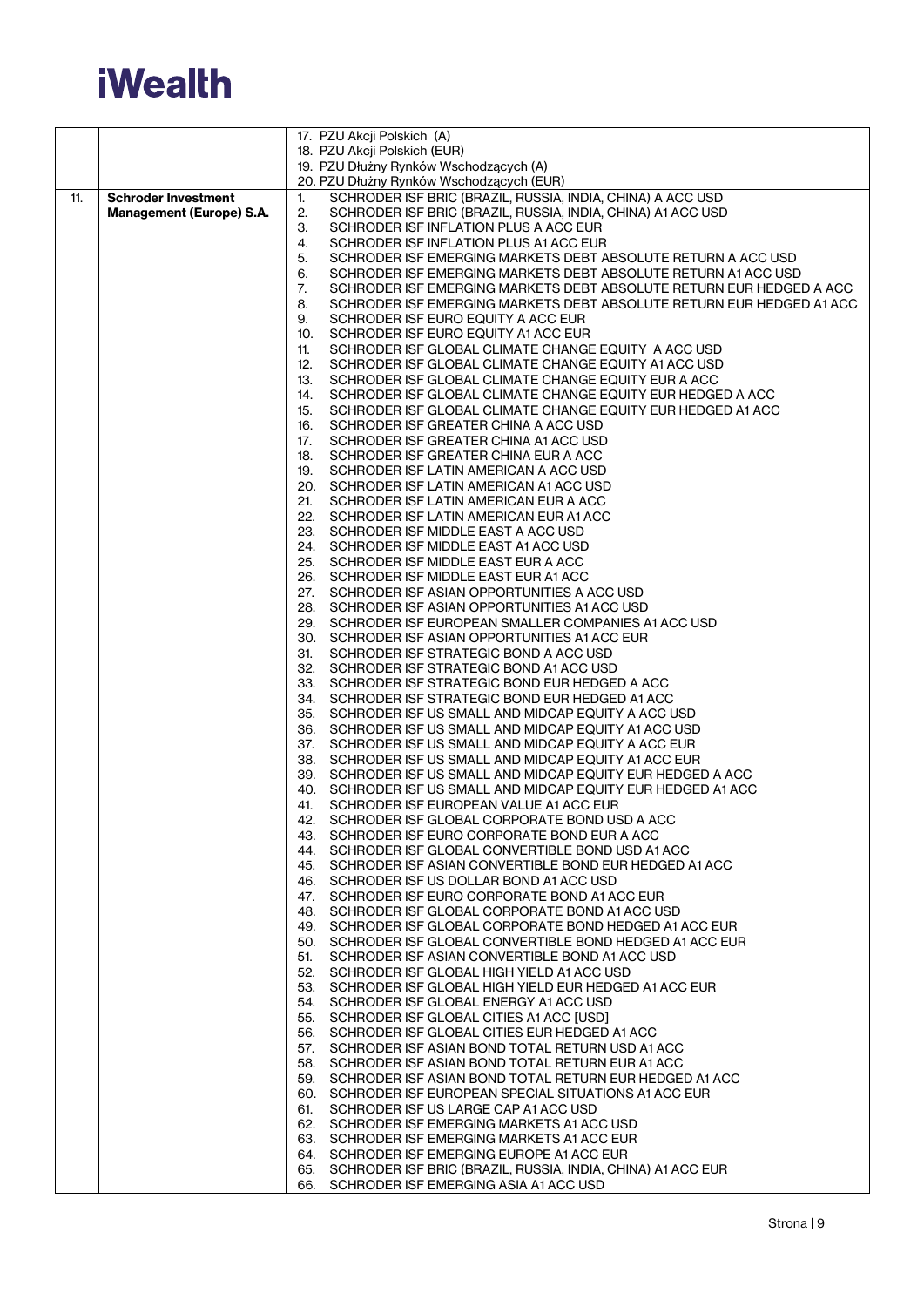|  |  |  |
|---|---|---|
|  |  | 17. PZU Akcji Polskich (A)<br>18. PZU Akcji Polskich (EUR)<br>19. PZU Dłużny Rynków Wschodzących (A)<br>20. PZU Dłużny Rynków Wschodzących (EUR) |
| 11. | **Schroder Investment Management (Europe) S.A.** | 1. SCHRODER ISF BRIC (BRAZIL, RUSSIA, INDIA, CHINA) A ACC USD<br>2. SCHRODER ISF BRIC (BRAZIL, RUSSIA, INDIA, CHINA) A1 ACC USD<br>3. SCHRODER ISF INFLATION PLUS A ACC EUR<br>4. SCHRODER ISF INFLATION PLUS A1 ACC EUR<br>5. SCHRODER ISF EMERGING MARKETS DEBT ABSOLUTE RETURN A ACC USD<br>6. SCHRODER ISF EMERGING MARKETS DEBT ABSOLUTE RETURN A1 ACC USD<br>7. SCHRODER ISF EMERGING MARKETS DEBT ABSOLUTE RETURN EUR HEDGED A ACC<br>8. SCHRODER ISF EMERGING MARKETS DEBT ABSOLUTE RETURN EUR HEDGED A1 ACC<br>9. SCHRODER ISF EURO EQUITY A ACC EUR<br>10. SCHRODER ISF EURO EQUITY A1 ACC EUR<br>11. SCHRODER ISF GLOBAL CLIMATE CHANGE EQUITY A ACC USD<br>12. SCHRODER ISF GLOBAL CLIMATE CHANGE EQUITY A1 ACC USD<br>13. SCHRODER ISF GLOBAL CLIMATE CHANGE EQUITY EUR A ACC<br>14. SCHRODER ISF GLOBAL CLIMATE CHANGE EQUITY EUR HEDGED A ACC<br>15. SCHRODER ISF GLOBAL CLIMATE CHANGE EQUITY EUR HEDGED A1 ACC<br>16. SCHRODER ISF GREATER CHINA A ACC USD<br>17. SCHRODER ISF GREATER CHINA A1 ACC USD<br>18. SCHRODER ISF GREATER CHINA EUR A ACC<br>19. SCHRODER ISF LATIN AMERICAN A ACC USD<br>20. SCHRODER ISF LATIN AMERICAN A1 ACC USD<br>21. SCHRODER ISF LATIN AMERICAN EUR A ACC<br>22. SCHRODER ISF LATIN AMERICAN EUR A1 ACC<br>23. SCHRODER ISF MIDDLE EAST A ACC USD<br>24. SCHRODER ISF MIDDLE EAST A1 ACC USD<br>25. SCHRODER ISF MIDDLE EAST EUR A ACC<br>26. SCHRODER ISF MIDDLE EAST EUR A1 ACC<br>27. SCHRODER ISF ASIAN OPPORTUNITIES A ACC USD<br>28. SCHRODER ISF ASIAN OPPORTUNITIES A1 ACC USD<br>29. SCHRODER ISF EUROPEAN SMALLER COMPANIES A1 ACC USD<br>30. SCHRODER ISF ASIAN OPPORTUNITIES A1 ACC EUR<br>31. SCHRODER ISF STRATEGIC BOND A ACC USD<br>32. SCHRODER ISF STRATEGIC BOND A1 ACC USD<br>33. SCHRODER ISF STRATEGIC BOND EUR HEDGED A ACC<br>34. SCHRODER ISF STRATEGIC BOND EUR HEDGED A1 ACC<br>35. SCHRODER ISF US SMALL AND MIDCAP EQUITY A ACC USD<br>36. SCHRODER ISF US SMALL AND MIDCAP EQUITY A1 ACC USD<br>37. SCHRODER ISF US SMALL AND MIDCAP EQUITY A ACC EUR<br>38. SCHRODER ISF US SMALL AND MIDCAP EQUITY A1 ACC EUR<br>39. SCHRODER ISF US SMALL AND MIDCAP EQUITY EUR HEDGED A ACC<br>40. SCHRODER ISF US SMALL AND MIDCAP EQUITY EUR HEDGED A1 ACC<br>41. SCHRODER ISF EUROPEAN VALUE A1 ACC EUR<br>42. SCHRODER ISF GLOBAL CORPORATE BOND USD A ACC<br>43. SCHRODER ISF EURO CORPORATE BOND EUR A ACC<br>44. SCHRODER ISF GLOBAL CONVERTIBLE BOND USD A1 ACC<br>45. SCHRODER ISF ASIAN CONVERTIBLE BOND EUR HEDGED A1 ACC<br>46. SCHRODER ISF US DOLLAR BOND A1 ACC USD<br>47. SCHRODER ISF EURO CORPORATE BOND A1 ACC EUR<br>48. SCHRODER ISF GLOBAL CORPORATE BOND A1 ACC USD<br>49. SCHRODER ISF GLOBAL CORPORATE BOND HEDGED A1 ACC EUR<br>50. SCHRODER ISF GLOBAL CONVERTIBLE BOND HEDGED A1 ACC EUR<br>51. SCHRODER ISF ASIAN CONVERTIBLE BOND A1 ACC USD<br>52. SCHRODER ISF GLOBAL HIGH YIELD A1 ACC USD<br>53. SCHRODER ISF GLOBAL HIGH YIELD EUR HEDGED A1 ACC EUR<br>54. SCHRODER ISF GLOBAL ENERGY A1 ACC USD<br>55. SCHRODER ISF GLOBAL CITIES A1 ACC [USD]<br>56. SCHRODER ISF GLOBAL CITIES EUR HEDGED A1 ACC<br>57. SCHRODER ISF ASIAN BOND TOTAL RETURN USD A1 ACC<br>58. SCHRODER ISF ASIAN BOND TOTAL RETURN EUR A1 ACC<br>59. SCHRODER ISF ASIAN BOND TOTAL RETURN EUR HEDGED A1 ACC<br>60. SCHRODER ISF EUROPEAN SPECIAL SITUATIONS A1 ACC EUR<br>61. SCHRODER ISF US LARGE CAP A1 ACC USD<br>62. SCHRODER ISF EMERGING MARKETS A1 ACC USD<br>63. SCHRODER ISF EMERGING MARKETS A1 ACC EUR<br>64. SCHRODER ISF EMERGING EUROPE A1 ACC EUR<br>65. SCHRODER ISF BRIC (BRAZIL, RUSSIA, INDIA, CHINA) A1 ACC EUR<br>66. SCHRODER ISF EMERGING ASIA A1 ACC USD |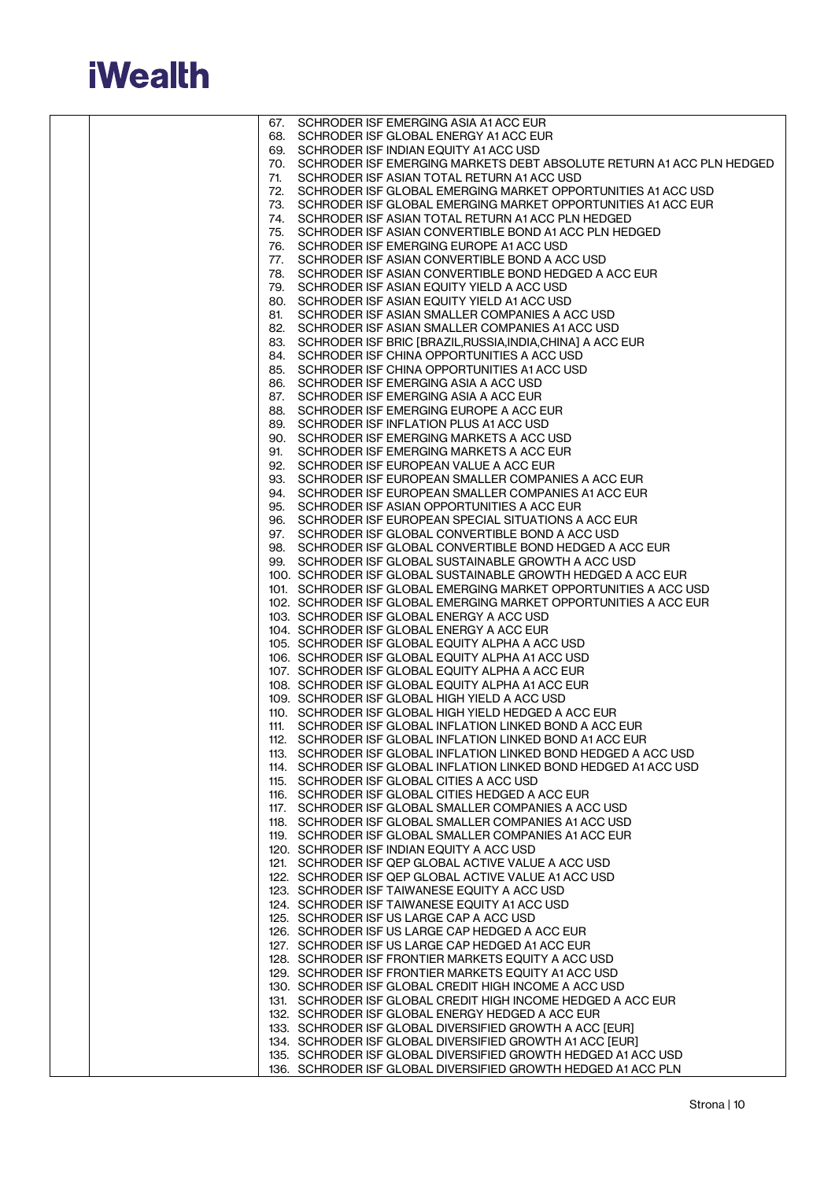| | | 67. SCHRODER ISF EMERGING ASIA A1 ACC EUR<br>68. SCHRODER ISF GLOBAL ENERGY A1 ACC EUR<br>69. SCHRODER ISF INDIAN EQUITY A1 ACC USD<br>70. SCHRODER ISF EMERGING MARKETS DEBT ABSOLUTE RETURN A1 ACC PLN HEDGED<br>71. SCHRODER ISF ASIAN TOTAL RETURN A1 ACC USD<br>72. SCHRODER ISF GLOBAL EMERGING MARKET OPPORTUNITIES A1 ACC USD<br>73. SCHRODER ISF GLOBAL EMERGING MARKET OPPORTUNITIES A1 ACC EUR<br>74. SCHRODER ISF ASIAN TOTAL RETURN A1 ACC PLN HEDGED<br>75. SCHRODER ISF ASIAN CONVERTIBLE BOND A1 ACC PLN HEDGED<br>76. SCHRODER ISF EMERGING EUROPE A1 ACC USD<br>77. SCHRODER ISF ASIAN CONVERTIBLE BOND A ACC USD<br>78. SCHRODER ISF ASIAN CONVERTIBLE BOND HEDGED A ACC EUR<br>79. SCHRODER ISF ASIAN EQUITY YIELD A ACC USD<br>80. SCHRODER ISF ASIAN EQUITY YIELD A1 ACC USD<br>81. SCHRODER ISF ASIAN SMALLER COMPANIES A ACC USD<br>82. SCHRODER ISF ASIAN SMALLER COMPANIES A1 ACC USD<br>83. SCHRODER ISF BRIC [BRAZIL,RUSSIA,INDIA,CHINA] A ACC EUR<br>84. SCHRODER ISF CHINA OPPORTUNITIES A ACC USD<br>85. SCHRODER ISF CHINA OPPORTUNITIES A1 ACC USD<br>86. SCHRODER ISF EMERGING ASIA A ACC USD<br>87. SCHRODER ISF EMERGING ASIA A ACC EUR<br>88. SCHRODER ISF EMERGING EUROPE A ACC EUR<br>89. SCHRODER ISF INFLATION PLUS A1 ACC USD<br>90. SCHRODER ISF EMERGING MARKETS A ACC USD<br>91. SCHRODER ISF EMERGING MARKETS A ACC EUR<br>92. SCHRODER ISF EUROPEAN VALUE A ACC EUR<br>93. SCHRODER ISF EUROPEAN SMALLER COMPANIES A ACC EUR<br>94. SCHRODER ISF EUROPEAN SMALLER COMPANIES A1 ACC EUR<br>95. SCHRODER ISF ASIAN OPPORTUNITIES A ACC EUR<br>96. SCHRODER ISF EUROPEAN SPECIAL SITUATIONS A ACC EUR<br>97. SCHRODER ISF GLOBAL CONVERTIBLE BOND A ACC USD<br>98. SCHRODER ISF GLOBAL CONVERTIBLE BOND HEDGED A ACC EUR<br>99. SCHRODER ISF GLOBAL SUSTAINABLE GROWTH A ACC USD<br>100. SCHRODER ISF GLOBAL SUSTAINABLE GROWTH HEDGED A ACC EUR<br>101. SCHRODER ISF GLOBAL EMERGING MARKET OPPORTUNITIES A ACC USD<br>102. SCHRODER ISF GLOBAL EMERGING MARKET OPPORTUNITIES A ACC EUR<br>103. SCHRODER ISF GLOBAL ENERGY A ACC USD<br>104. SCHRODER ISF GLOBAL ENERGY A ACC EUR<br>105. SCHRODER ISF GLOBAL EQUITY ALPHA A ACC USD<br>106. SCHRODER ISF GLOBAL EQUITY ALPHA A1 ACC USD<br>107. SCHRODER ISF GLOBAL EQUITY ALPHA A ACC EUR<br>108. SCHRODER ISF GLOBAL EQUITY ALPHA A1 ACC EUR<br>109. SCHRODER ISF GLOBAL HIGH YIELD A ACC USD<br>110. SCHRODER ISF GLOBAL HIGH YIELD HEDGED A ACC EUR<br>111. SCHRODER ISF GLOBAL INFLATION LINKED BOND A ACC EUR<br>112. SCHRODER ISF GLOBAL INFLATION LINKED BOND A1 ACC EUR<br>113. SCHRODER ISF GLOBAL INFLATION LINKED BOND HEDGED A ACC USD<br>114. SCHRODER ISF GLOBAL INFLATION LINKED BOND HEDGED A1 ACC USD<br>115. SCHRODER ISF GLOBAL CITIES A ACC USD<br>116. SCHRODER ISF GLOBAL CITIES HEDGED A ACC EUR<br>117. SCHRODER ISF GLOBAL SMALLER COMPANIES A ACC USD<br>118. SCHRODER ISF GLOBAL SMALLER COMPANIES A1 ACC USD<br>119. SCHRODER ISF GLOBAL SMALLER COMPANIES A1 ACC EUR<br>120. SCHRODER ISF INDIAN EQUITY A ACC USD<br>121. SCHRODER ISF QEP GLOBAL ACTIVE VALUE A ACC USD<br>122. SCHRODER ISF QEP GLOBAL ACTIVE VALUE A1 ACC USD<br>123. SCHRODER ISF TAIWANESE EQUITY A ACC USD<br>124. SCHRODER ISF TAIWANESE EQUITY A1 ACC USD<br>125. SCHRODER ISF US LARGE CAP A ACC USD<br>126. SCHRODER ISF US LARGE CAP HEDGED A ACC EUR<br>127. SCHRODER ISF US LARGE CAP HEDGED A1 ACC EUR<br>128. SCHRODER ISF FRONTIER MARKETS EQUITY A ACC USD<br>129. SCHRODER ISF FRONTIER MARKETS EQUITY A1 ACC USD<br>130. SCHRODER ISF GLOBAL CREDIT HIGH INCOME A ACC USD<br>131. SCHRODER ISF GLOBAL CREDIT HIGH INCOME HEDGED A ACC EUR<br>132. SCHRODER ISF GLOBAL ENERGY HEDGED A ACC EUR<br>133. SCHRODER ISF GLOBAL DIVERSIFIED GROWTH A ACC [EUR]<br>134. SCHRODER ISF GLOBAL DIVERSIFIED GROWTH A1 ACC [EUR]<br>135. SCHRODER ISF GLOBAL DIVERSIFIED GROWTH HEDGED A1 ACC USD<br>136. SCHRODER ISF GLOBAL DIVERSIFIED GROWTH HEDGED A1 ACC PLN |
|---|---|---|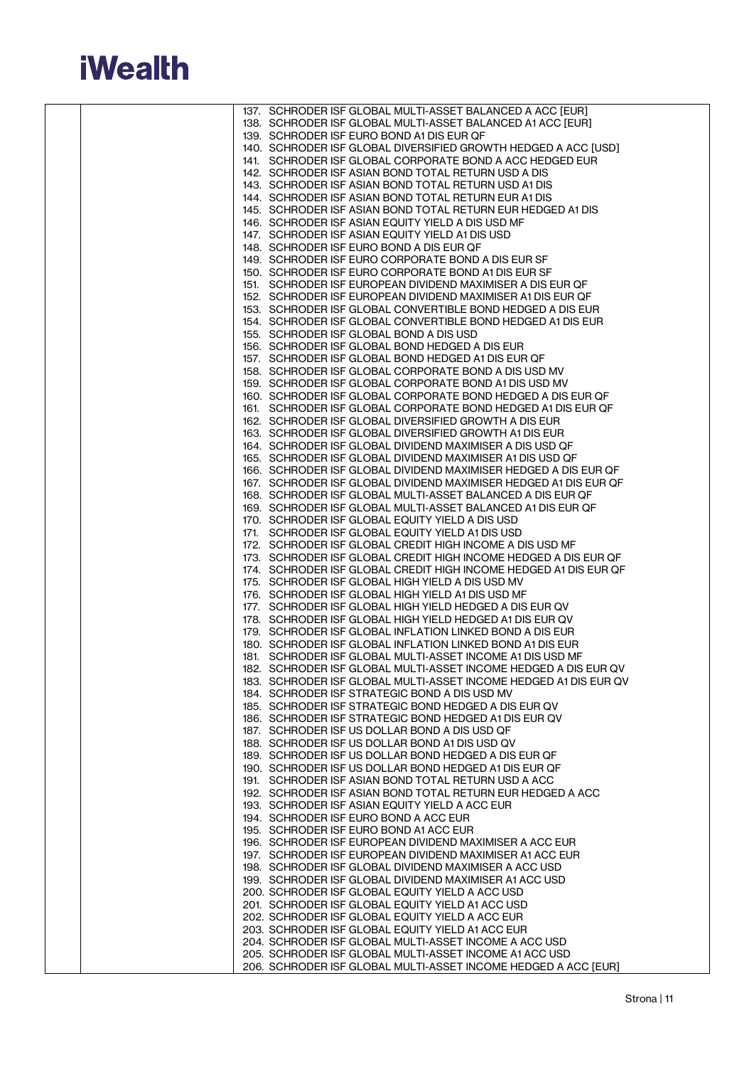137. SCHRODER ISF GLOBAL MULTI-ASSET BALANCED A ACC [EUR]
138. SCHRODER ISF GLOBAL MULTI-ASSET BALANCED A1 ACC [EUR]
139. SCHRODER ISF EURO BOND A1 DIS EUR QF
140. SCHRODER ISF GLOBAL DIVERSIFIED GROWTH HEDGED A ACC [USD]
141. SCHRODER ISF GLOBAL CORPORATE BOND A ACC HEDGED EUR
142. SCHRODER ISF ASIAN BOND TOTAL RETURN USD A DIS
143. SCHRODER ISF ASIAN BOND TOTAL RETURN USD A1 DIS
144. SCHRODER ISF ASIAN BOND TOTAL RETURN EUR A1 DIS
145. SCHRODER ISF ASIAN BOND TOTAL RETURN EUR HEDGED A1 DIS
146. SCHRODER ISF ASIAN EQUITY YIELD A DIS USD MF
147. SCHRODER ISF ASIAN EQUITY YIELD A1 DIS USD
148. SCHRODER ISF EURO BOND A DIS EUR QF
149. SCHRODER ISF EURO CORPORATE BOND A DIS EUR SF
150. SCHRODER ISF EURO CORPORATE BOND A1 DIS EUR SF
151. SCHRODER ISF EUROPEAN DIVIDEND MAXIMISER A DIS EUR QF
152. SCHRODER ISF EUROPEAN DIVIDEND MAXIMISER A1 DIS EUR QF
153. SCHRODER ISF GLOBAL CONVERTIBLE BOND HEDGED A DIS EUR
154. SCHRODER ISF GLOBAL CONVERTIBLE BOND HEDGED A1 DIS EUR
155. SCHRODER ISF GLOBAL BOND A DIS USD
156. SCHRODER ISF GLOBAL BOND HEDGED A DIS EUR
157. SCHRODER ISF GLOBAL BOND HEDGED A1 DIS EUR QF
158. SCHRODER ISF GLOBAL CORPORATE BOND A DIS USD MV
159. SCHRODER ISF GLOBAL CORPORATE BOND A1 DIS USD MV
160. SCHRODER ISF GLOBAL CORPORATE BOND HEDGED A DIS EUR QF
161. SCHRODER ISF GLOBAL CORPORATE BOND HEDGED A1 DIS EUR QF
162. SCHRODER ISF GLOBAL DIVERSIFIED GROWTH A DIS EUR
163. SCHRODER ISF GLOBAL DIVERSIFIED GROWTH A1 DIS EUR
164. SCHRODER ISF GLOBAL DIVIDEND MAXIMISER A DIS USD QF
165. SCHRODER ISF GLOBAL DIVIDEND MAXIMISER A1 DIS USD QF
166. SCHRODER ISF GLOBAL DIVIDEND MAXIMISER HEDGED A DIS EUR QF
167. SCHRODER ISF GLOBAL DIVIDEND MAXIMISER HEDGED A1 DIS EUR QF
168. SCHRODER ISF GLOBAL MULTI-ASSET BALANCED A DIS EUR QF
169. SCHRODER ISF GLOBAL MULTI-ASSET BALANCED A1 DIS EUR QF
170. SCHRODER ISF GLOBAL EQUITY YIELD A DIS USD
171. SCHRODER ISF GLOBAL EQUITY YIELD A1 DIS USD
172. SCHRODER ISF GLOBAL CREDIT HIGH INCOME A DIS USD MF
173. SCHRODER ISF GLOBAL CREDIT HIGH INCOME HEDGED A DIS EUR QF
174. SCHRODER ISF GLOBAL CREDIT HIGH INCOME HEDGED A1 DIS EUR QF
175. SCHRODER ISF GLOBAL HIGH YIELD A DIS USD MV
176. SCHRODER ISF GLOBAL HIGH YIELD A1 DIS USD MF
177. SCHRODER ISF GLOBAL HIGH YIELD HEDGED A DIS EUR QV
178. SCHRODER ISF GLOBAL HIGH YIELD HEDGED A1 DIS EUR QV
179. SCHRODER ISF GLOBAL INFLATION LINKED BOND A DIS EUR
180. SCHRODER ISF GLOBAL INFLATION LINKED BOND A1 DIS EUR
181. SCHRODER ISF GLOBAL MULTI-ASSET INCOME A1 DIS USD MF
182. SCHRODER ISF GLOBAL MULTI-ASSET INCOME HEDGED A DIS EUR QV
183. SCHRODER ISF GLOBAL MULTI-ASSET INCOME HEDGED A1 DIS EUR QV
184. SCHRODER ISF STRATEGIC BOND A DIS USD MV
185. SCHRODER ISF STRATEGIC BOND HEDGED A DIS EUR QV
186. SCHRODER ISF STRATEGIC BOND HEDGED A1 DIS EUR QV
187. SCHRODER ISF US DOLLAR BOND A DIS USD QF
188. SCHRODER ISF US DOLLAR BOND A1 DIS USD QV
189. SCHRODER ISF US DOLLAR BOND HEDGED A DIS EUR QF
190. SCHRODER ISF US DOLLAR BOND HEDGED A1 DIS EUR QF
191. SCHRODER ISF ASIAN BOND TOTAL RETURN USD A ACC
192. SCHRODER ISF ASIAN BOND TOTAL RETURN EUR HEDGED A ACC
193. SCHRODER ISF ASIAN EQUITY YIELD A ACC EUR
194. SCHRODER ISF EURO BOND A ACC EUR
195. SCHRODER ISF EURO BOND A1 ACC EUR
196. SCHRODER ISF EUROPEAN DIVIDEND MAXIMISER A ACC EUR
197. SCHRODER ISF EUROPEAN DIVIDEND MAXIMISER A1 ACC EUR
198. SCHRODER ISF GLOBAL DIVIDEND MAXIMISER A ACC USD
199. SCHRODER ISF GLOBAL DIVIDEND MAXIMISER A1 ACC USD
200. SCHRODER ISF GLOBAL EQUITY YIELD A ACC USD
201. SCHRODER ISF GLOBAL EQUITY YIELD A1 ACC USD
202. SCHRODER ISF GLOBAL EQUITY YIELD A ACC EUR
203. SCHRODER ISF GLOBAL EQUITY YIELD A1 ACC EUR
204. SCHRODER ISF GLOBAL MULTI-ASSET INCOME A ACC USD
205. SCHRODER ISF GLOBAL MULTI-ASSET INCOME A1 ACC USD
206. SCHRODER ISF GLOBAL MULTI-ASSET INCOME HEDGED A ACC [EUR]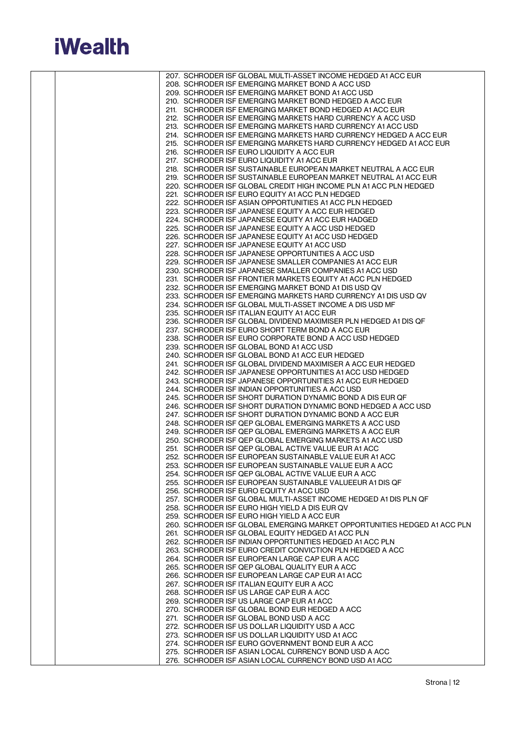**iWealth**

| | | |
|---|---|---|
| | | 207. SCHRODER ISF GLOBAL MULTI-ASSET INCOME HEDGED A1 ACC EUR<br>208. SCHRODER ISF EMERGING MARKET BOND A ACC USD<br>209. SCHRODER ISF EMERGING MARKET BOND A1 ACC USD<br>210. SCHRODER ISF EMERGING MARKET BOND HEDGED A ACC EUR<br>211. SCHRODER ISF EMERGING MARKET BOND HEDGED A1 ACC EUR<br>212. SCHRODER ISF EMERGING MARKETS HARD CURRENCY A ACC USD<br>213. SCHRODER ISF EMERGING MARKETS HARD CURRENCY A1 ACC USD<br>214. SCHRODER ISF EMERGING MARKETS HARD CURRENCY HEDGED A ACC EUR<br>215. SCHRODER ISF EMERGING MARKETS HARD CURRENCY HEDGED A1 ACC EUR<br>216. SCHRODER ISF EURO LIQUIDITY A ACC EUR<br>217. SCHRODER ISF EURO LIQUIDITY A1 ACC EUR<br>218. SCHRODER ISF SUSTAINABLE EUROPEAN MARKET NEUTRAL A ACC EUR<br>219. SCHRODER ISF SUSTAINABLE EUROPEAN MARKET NEUTRAL A1 ACC EUR<br>220. SCHRODER ISF GLOBAL CREDIT HIGH INCOME PLN A1 ACC PLN HEDGED<br>221. SCHRODER ISF EURO EQUITY A1 ACC PLN HEDGED<br>222. SCHRODER ISF ASIAN OPPORTUNITIES A1 ACC PLN HEDGED<br>223. SCHRODER ISF JAPANESE EQUITY A ACC EUR HEDGED<br>224. SCHRODER ISF JAPANESE EQUITY A1 ACC EUR HADGED<br>225. SCHRODER ISF JAPANESE EQUITY A ACC USD HEDGED<br>226. SCHRODER ISF JAPANESE EQUITY A1 ACC USD HEDGED<br>227. SCHRODER ISF JAPANESE EQUITY A1 ACC USD<br>228. SCHRODER ISF JAPANESE OPPORTUNITIES A ACC USD<br>229. SCHRODER ISF JAPANESE SMALLER COMPANIES A1 ACC EUR<br>230. SCHRODER ISF JAPANESE SMALLER COMPANIES A1 ACC USD<br>231. SCHRODER ISF FRONTIER MARKETS EQUITY A1 ACC PLN HEDGED<br>232. SCHRODER ISF EMERGING MARKET BOND A1 DIS USD QV<br>233. SCHRODER ISF EMERGING MARKETS HARD CURRENCY A1 DIS USD QV<br>234. SCHRODER ISF GLOBAL MULTI-ASSET INCOME A DIS USD MF<br>235. SCHRODER ISF ITALIAN EQUITY A1 ACC EUR<br>236. SCHRODER ISF GLOBAL DIVIDEND MAXIMISER PLN HEDGED A1 DIS QF<br>237. SCHRODER ISF EURO SHORT TERM BOND A ACC EUR<br>238. SCHRODER ISF EURO CORPORATE BOND A ACC USD HEDGED<br>239. SCHRODER ISF GLOBAL BOND A1 ACC USD<br>240. SCHRODER ISF GLOBAL BOND A1 ACC EUR HEDGED<br>241. SCHRODER ISF GLOBAL DIVIDEND MAXIMISER A ACC EUR HEDGED<br>242. SCHRODER ISF JAPANESE OPPORTUNITIES A1 ACC USD HEDGED<br>243. SCHRODER ISF JAPANESE OPPORTUNITIES A1 ACC EUR HEDGED<br>244. SCHRODER ISF INDIAN OPPORTUNITIES A ACC USD<br>245. SCHRODER ISF SHORT DURATION DYNAMIC BOND A DIS EUR QF<br>246. SCHRODER ISF SHORT DURATION DYNAMIC BOND HEDGED A ACC USD<br>247. SCHRODER ISF SHORT DURATION DYNAMIC BOND A ACC EUR<br>248. SCHRODER ISF QEP GLOBAL EMERGING MARKETS A ACC USD<br>249. SCHRODER ISF QEP GLOBAL EMERGING MARKETS A ACC EUR<br>250. SCHRODER ISF QEP GLOBAL EMERGING MARKETS A1 ACC USD<br>251. SCHRODER ISF QEP GLOBAL ACTIVE VALUE EUR A1 ACC<br>252. SCHRODER ISF EUROPEAN SUSTAINABLE VALUE EUR A1 ACC<br>253. SCHRODER ISF EUROPEAN SUSTAINABLE VALUE EUR A ACC<br>254. SCHRODER ISF QEP GLOBAL ACTIVE VALUE EUR A ACC<br>255. SCHRODER ISF EUROPEAN SUSTAINABLE VALUEEUR A1 DIS QF<br>256. SCHRODER ISF EURO EQUITY A1 ACC USD<br>257. SCHRODER ISF GLOBAL MULTI-ASSET INCOME HEDGED A1 DIS PLN QF<br>258. SCHRODER ISF EURO HIGH YIELD A DIS EUR QV<br>259. SCHRODER ISF EURO HIGH YIELD A ACC EUR<br>260. SCHRODER ISF GLOBAL EMERGING MARKET OPPORTUNITIES HEDGED A1 ACC PLN<br>261. SCHRODER ISF GLOBAL EQUITY HEDGED A1 ACC PLN<br>262. SCHRODER ISF INDIAN OPPORTUNITIES HEDGED A1 ACC PLN<br>263. SCHRODER ISF EURO CREDIT CONVICTION PLN HEDGED A ACC<br>264. SCHRODER ISF EUROPEAN LARGE CAP EUR A ACC<br>265. SCHRODER ISF QEP GLOBAL QUALITY EUR A ACC<br>266. SCHRODER ISF EUROPEAN LARGE CAP EUR A1 ACC<br>267. SCHRODER ISF ITALIAN EQUITY EUR A ACC<br>268. SCHRODER ISF US LARGE CAP EUR A ACC<br>269. SCHRODER ISF US LARGE CAP EUR A1 ACC<br>270. SCHRODER ISF GLOBAL BOND EUR HEDGED A ACC<br>271. SCHRODER ISF GLOBAL BOND USD A ACC<br>272. SCHRODER ISF US DOLLAR LIQUIDITY USD A ACC<br>273. SCHRODER ISF US DOLLAR LIQUIDITY USD A1 ACC<br>274. SCHRODER ISF EURO GOVERNMENT BOND EUR A ACC<br>275. SCHRODER ISF ASIAN LOCAL CURRENCY BOND USD A ACC<br>276. SCHRODER ISF ASIAN LOCAL CURRENCY BOND USD A1 ACC |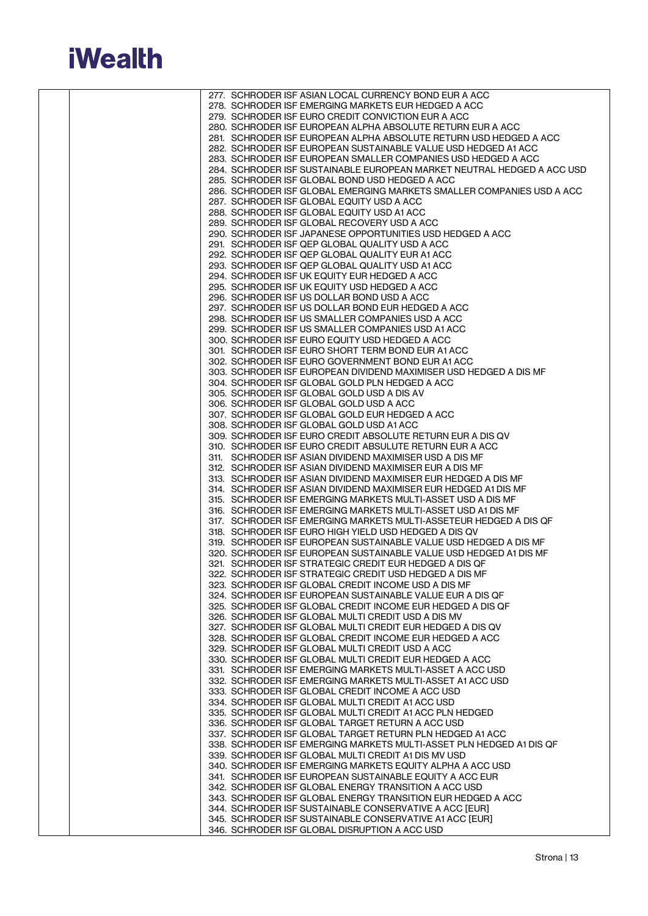| | | |
|---|---|---|
| | | 277. SCHRODER ISF ASIAN LOCAL CURRENCY BOND EUR A ACC<br>278. SCHRODER ISF EMERGING MARKETS EUR HEDGED A ACC<br>279. SCHRODER ISF EURO CREDIT CONVICTION EUR A ACC<br>280. SCHRODER ISF EUROPEAN ALPHA ABSOLUTE RETURN EUR A ACC<br>281. SCHRODER ISF EUROPEAN ALPHA ABSOLUTE RETURN USD HEDGED A ACC<br>282. SCHRODER ISF EUROPEAN SUSTAINABLE VALUE USD HEDGED A1 ACC<br>283. SCHRODER ISF EUROPEAN SMALLER COMPANIES USD HEDGED A ACC<br>284. SCHRODER ISF SUSTAINABLE EUROPEAN MARKET NEUTRAL HEDGED A ACC USD<br>285. SCHRODER ISF GLOBAL BOND USD HEDGED A ACC<br>286. SCHRODER ISF GLOBAL EMERGING MARKETS SMALLER COMPANIES USD A ACC<br>287. SCHRODER ISF GLOBAL EQUITY USD A ACC<br>288. SCHRODER ISF GLOBAL EQUITY USD A1 ACC<br>289. SCHRODER ISF GLOBAL RECOVERY USD A ACC<br>290. SCHRODER ISF JAPANESE OPPORTUNITIES USD HEDGED A ACC<br>291. SCHRODER ISF QEP GLOBAL QUALITY USD A ACC<br>292. SCHRODER ISF QEP GLOBAL QUALITY EUR A1 ACC<br>293. SCHRODER ISF QEP GLOBAL QUALITY USD A1 ACC<br>294. SCHRODER ISF UK EQUITY EUR HEDGED A ACC<br>295. SCHRODER ISF UK EQUITY USD HEDGED A ACC<br>296. SCHRODER ISF US DOLLAR BOND USD A ACC<br>297. SCHRODER ISF US DOLLAR BOND EUR HEDGED A ACC<br>298. SCHRODER ISF US SMALLER COMPANIES USD A ACC<br>299. SCHRODER ISF US SMALLER COMPANIES USD A1 ACC<br>300. SCHRODER ISF EURO EQUITY USD HEDGED A ACC<br>301. SCHRODER ISF EURO SHORT TERM BOND EUR A1 ACC<br>302. SCHRODER ISF EURO GOVERNMENT BOND EUR A1 ACC<br>303. SCHRODER ISF EUROPEAN DIVIDEND MAXIMISER USD HEDGED A DIS MF<br>304. SCHRODER ISF GLOBAL GOLD PLN HEDGED A ACC<br>305. SCHRODER ISF GLOBAL GOLD USD A DIS AV<br>306. SCHRODER ISF GLOBAL GOLD USD A ACC<br>307. SCHRODER ISF GLOBAL GOLD EUR HEDGED A ACC<br>308. SCHRODER ISF GLOBAL GOLD USD A1 ACC<br>309. SCHRODER ISF EURO CREDIT ABSOLUTE RETURN EUR A DIS QV<br>310. SCHRODER ISF EURO CREDIT ABSULUTE RETURN EUR A ACC<br>311. SCHRODER ISF ASIAN DIVIDEND MAXIMISER USD A DIS MF<br>312. SCHRODER ISF ASIAN DIVIDEND MAXIMISER EUR A DIS MF<br>313. SCHRODER ISF ASIAN DIVIDEND MAXIMISER EUR HEDGED A DIS MF<br>314. SCHRODER ISF ASIAN DIVIDEND MAXIMISER EUR HEDGED A1 DIS MF<br>315. SCHRODER ISF EMERGING MARKETS MULTI-ASSET USD A DIS MF<br>316. SCHRODER ISF EMERGING MARKETS MULTI-ASSET USD A1 DIS MF<br>317. SCHRODER ISF EMERGING MARKETS MULTI-ASSETEUR HEDGED A DIS QF<br>318. SCHRODER ISF EURO HIGH YIELD USD HEDGED A DIS QV<br>319. SCHRODER ISF EUROPEAN SUSTAINABLE VALUE USD HEDGED A DIS MF<br>320. SCHRODER ISF EUROPEAN SUSTAINABLE VALUE USD HEDGED A1 DIS MF<br>321. SCHRODER ISF STRATEGIC CREDIT EUR HEDGED A DIS QF<br>322. SCHRODER ISF STRATEGIC CREDIT USD HEDGED A DIS MF<br>323. SCHRODER ISF GLOBAL CREDIT INCOME USD A DIS MF<br>324. SCHRODER ISF EUROPEAN SUSTAINABLE VALUE EUR A DIS QF<br>325. SCHRODER ISF GLOBAL CREDIT INCOME EUR HEDGED A DIS QF<br>326. SCHRODER ISF GLOBAL MULTI CREDIT USD A DIS MV<br>327. SCHRODER ISF GLOBAL MULTI CREDIT EUR HEDGED A DIS QV<br>328. SCHRODER ISF GLOBAL CREDIT INCOME EUR HEDGED A ACC<br>329. SCHRODER ISF GLOBAL MULTI CREDIT USD A ACC<br>330. SCHRODER ISF GLOBAL MULTI CREDIT EUR HEDGED A ACC<br>331. SCHRODER ISF EMERGING MARKETS MULTI-ASSET A ACC USD<br>332. SCHRODER ISF EMERGING MARKETS MULTI-ASSET A1 ACC USD<br>333. SCHRODER ISF GLOBAL CREDIT INCOME A ACC USD<br>334. SCHRODER ISF GLOBAL MULTI CREDIT A1 ACC USD<br>335. SCHRODER ISF GLOBAL MULTI CREDIT A1 ACC PLN HEDGED<br>336. SCHRODER ISF GLOBAL TARGET RETURN A ACC USD<br>337. SCHRODER ISF GLOBAL TARGET RETURN PLN HEDGED A1 ACC<br>338. SCHRODER ISF EMERGING MARKETS MULTI-ASSET PLN HEDGED A1 DIS QF<br>339. SCHRODER ISF GLOBAL MULTI CREDIT A1 DIS MV USD<br>340. SCHRODER ISF EMERGING MARKETS EQUITY ALPHA A ACC USD<br>341. SCHRODER ISF EUROPEAN SUSTAINABLE EQUITY A ACC EUR<br>342. SCHRODER ISF GLOBAL ENERGY TRANSITION A ACC USD<br>343. SCHRODER ISF GLOBAL ENERGY TRANSITION EUR HEDGED A ACC<br>344. SCHRODER ISF SUSTAINABLE CONSERVATIVE A ACC [EUR]<br>345. SCHRODER ISF SUSTAINABLE CONSERVATIVE A1 ACC [EUR]<br>346. SCHRODER ISF GLOBAL DISRUPTION A ACC USD |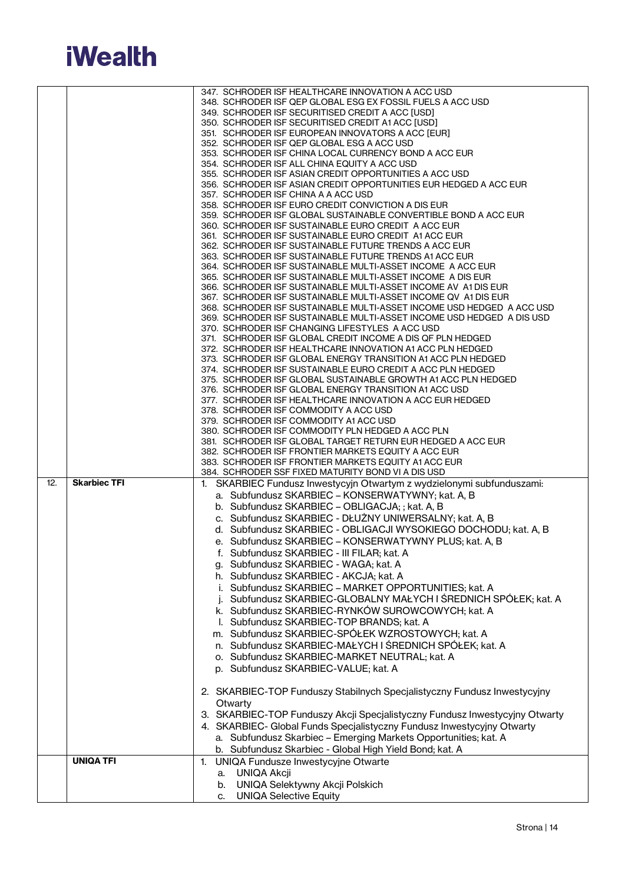| | | |
|---|---|---|
| | | 347. SCHRODER ISF HEALTHCARE INNOVATION A ACC USD<br>348. SCHRODER ISF QEP GLOBAL ESG EX FOSSIL FUELS A ACC USD<br>349. SCHRODER ISF SECURITISED CREDIT A ACC [USD]<br>350. SCHRODER ISF SECURITISED CREDIT A1 ACC [USD]<br>351. SCHRODER ISF EUROPEAN INNOVATORS A ACC [EUR]<br>352. SCHRODER ISF QEP GLOBAL ESG A ACC USD<br>353. SCHRODER ISF CHINA LOCAL CURRENCY BOND A ACC EUR<br>354. SCHRODER ISF ALL CHINA EQUITY A ACC USD<br>355. SCHRODER ISF ASIAN CREDIT OPPORTUNITIES A ACC USD<br>356. SCHRODER ISF ASIAN CREDIT OPPORTUNITIES EUR HEDGED A ACC EUR<br>357. SCHRODER ISF CHINA A A ACC USD<br>358. SCHRODER ISF EURO CREDIT CONVICTION A DIS EUR<br>359. SCHRODER ISF GLOBAL SUSTAINABLE CONVERTIBLE BOND A ACC EUR<br>360. SCHRODER ISF SUSTAINABLE EURO CREDIT A ACC EUR<br>361. SCHRODER ISF SUSTAINABLE EURO CREDIT A1 ACC EUR<br>362. SCHRODER ISF SUSTAINABLE FUTURE TRENDS A ACC EUR<br>363. SCHRODER ISF SUSTAINABLE FUTURE TRENDS A1 ACC EUR<br>364. SCHRODER ISF SUSTAINABLE MULTI-ASSET INCOME A ACC EUR<br>365. SCHRODER ISF SUSTAINABLE MULTI-ASSET INCOME A DIS EUR<br>366. SCHRODER ISF SUSTAINABLE MULTI-ASSET INCOME AV A1 DIS EUR<br>367. SCHRODER ISF SUSTAINABLE MULTI-ASSET INCOME QV A1 DIS EUR<br>368. SCHRODER ISF SUSTAINABLE MULTI-ASSET INCOME USD HEDGED A ACC USD<br>369. SCHRODER ISF SUSTAINABLE MULTI-ASSET INCOME USD HEDGED A DIS USD<br>370. SCHRODER ISF CHANGING LIFESTYLES A ACC USD<br>371. SCHRODER ISF GLOBAL CREDIT INCOME A DIS QF PLN HEDGED<br>372. SCHRODER ISF HEALTHCARE INNOVATION A1 ACC PLN HEDGED<br>373. SCHRODER ISF GLOBAL ENERGY TRANSITION A1 ACC PLN HEDGED<br>374. SCHRODER ISF SUSTAINABLE EURO CREDIT A ACC PLN HEDGED<br>375. SCHRODER ISF GLOBAL SUSTAINABLE GROWTH A1 ACC PLN HEDGED<br>376. SCHRODER ISF GLOBAL ENERGY TRANSITION A1 ACC USD<br>377. SCHRODER ISF HEALTHCARE INNOVATION A ACC EUR HEDGED<br>378. SCHRODER ISF COMMODITY A ACC USD<br>379. SCHRODER ISF COMMODITY A1 ACC USD<br>380. SCHRODER ISF COMMODITY PLN HEDGED A ACC PLN<br>381. SCHRODER ISF GLOBAL TARGET RETURN EUR HEDGED A ACC EUR<br>382. SCHRODER ISF FRONTIER MARKETS EQUITY A ACC EUR<br>383. SCHRODER ISF FRONTIER MARKETS EQUITY A1 ACC EUR<br>384. SCHRODER SSF FIXED MATURITY BOND VI A DIS USD |
| 12. | **Skarbiec TFI** | 1. SKARBIEC Fundusz Inwestycyjn Otwartym z wydzielonymi subfunduszami:<br>a. Subfundusz SKARBIEC – KONSERWATYWNY; kat. A, B<br>b. Subfundusz SKARBIEC – OBLIGACJA; ; kat. A, B<br>c. Subfundusz SKARBIEC - DŁUŻNY UNIWERSALNY; kat. A, B<br>d. Subfundusz SKARBIEC - OBLIGACJI WYSOKIEGO DOCHODU; kat. A, B<br>e. Subfundusz SKARBIEC – KONSERWATYWNY PLUS; kat. A, B<br>f. Subfundusz SKARBIEC - III FILAR; kat. A<br>g. Subfundusz SKARBIEC - WAGA; kat. A<br>h. Subfundusz SKARBIEC - AKCJA; kat. A<br>i. Subfundusz SKARBIEC – MARKET OPPORTUNITIES; kat. A<br>j. Subfundusz SKARBIEC-GLOBALNY MAŁYCH I ŚREDNICH SPÓŁEK; kat. A<br>k. Subfundusz SKARBIEC-RYNKÓW SUROWCOWYCH; kat. A<br>l. Subfundusz SKARBIEC-TOP BRANDS; kat. A<br>m. Subfundusz SKARBIEC-SPÓŁEK WZROSTOWYCH; kat. A<br>n. Subfundusz SKARBIEC-MAŁYCH I ŚREDNICH SPÓŁEK; kat. A<br>o. Subfundusz SKARBIEC-MARKET NEUTRAL; kat. A<br>p. Subfundusz SKARBIEC-VALUE; kat. A<br><br>2. SKARBIEC-TOP Funduszy Stabilnych Specjalistyczny Fundusz Inwestycyjny Otwarty<br>3. SKARBIEC-TOP Funduszy Akcji Specjalistyczny Fundusz Inwestycyjny Otwarty<br>4. SKARBIEC- Global Funds Specjalistyczny Fundusz Inwestycyjny Otwarty<br>a. Subfundusz Skarbiec – Emerging Markets Opportunities; kat. A<br>b. Subfundusz Skarbiec - Global High Yield Bond; kat. A |
| | **UNIQA TFI** | 1. UNIQA Fundusze Inwestycyjne Otwarte<br>a. UNIQA Akcji<br>b. UNIQA Selektywny Akcji Polskich<br>c. UNIQA Selective Equity |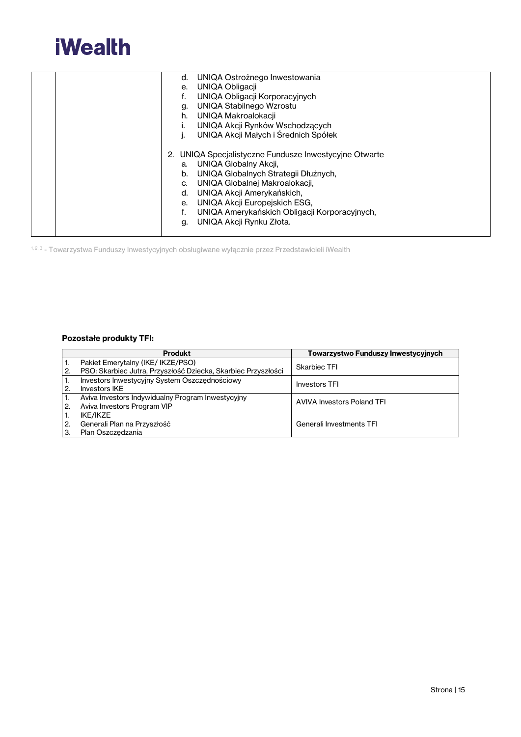| | | |
|---|---|---|
| | | d. UNIQA Ostrożnego Inwestowania<br>e. UNIQA Obligacji<br>f. UNIQA Obligacji Korporacyjnych<br>g. UNIQA Stabilnego Wzrostu<br>h. UNIQA Makroalokacji<br>i. UNIQA Akcji Rynków Wschodzących<br>j. UNIQA Akcji Małych i Średnich Spółek<br><br>2. UNIQA Specjalistyczne Fundusze Inwestycyjne Otwarte<br>a. UNIQA Globalny Akcji,<br>b. UNIQA Globalnych Strategii Dłużnych,<br>c. UNIQA Globalnej Makroalokacji,<br>d. UNIQA Akcji Amerykańskich,<br>e. UNIQA Akcji Europejskich ESG,<br>f. UNIQA Amerykańskich Obligacji Korporacyjnych,<br>g. UNIQA Akcji Rynku Złota. |

[1,2,3] - Towarzystwa Funduszy Inwestycyjnych obsługiwane wyłącznie przez Przedstawicieli iWealth

**Pozostałe produkty TFI:**

| Produkt | Towarzystwo Funduszy Inwestycyjnych |
|---|---|
| 1. Pakiet Emerytalny (IKE/ IKZE/PSO)<br>2. PSO: Skarbiec Jutra, Przyszłość Dziecka, Skarbiec Przyszłości | Skarbiec TFI |
| 1. Investors Inwestycyjny System Oszczędnościowy<br>2. Investors IKE | Investors TFI |
| 1. Aviva Investors Indywidualny Program Inwestycyjny<br>2. Aviva Investors Program VIP | AVIVA Investors Poland TFI |
| 1. IKE/IKZE<br>2. Generali Plan na Przyszłość<br>3. Plan Oszczędzania | Generali Investments TFI |